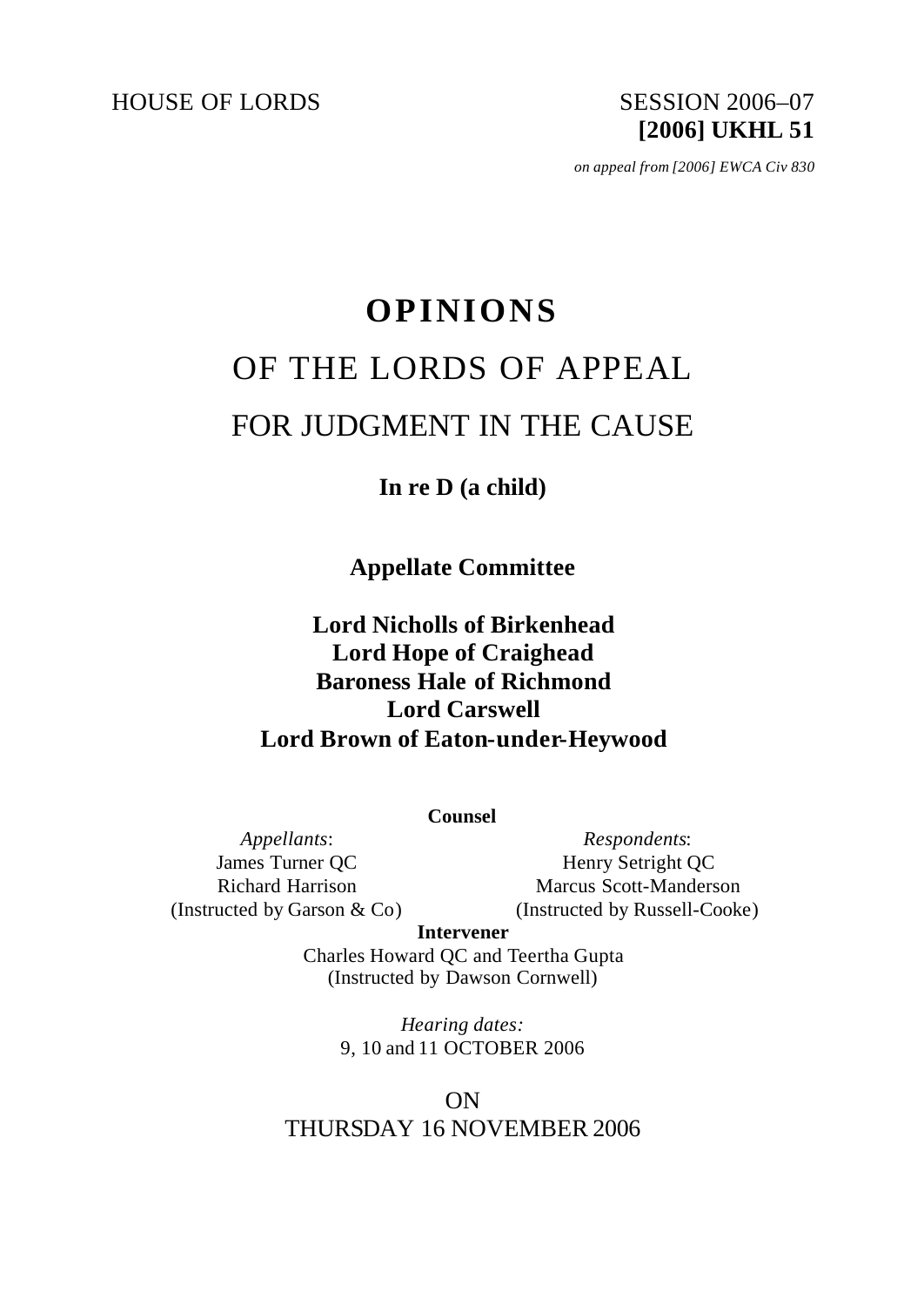HOUSE OF LORDS

SESSION 2006–07
**[2006] UKHL 51**

*on appeal from [2006] EWCA Civ 830*

# OPINIONS

# OF THE LORDS OF APPEAL

# FOR JUDGMENT IN THE CAUSE

**In re D (a child)**

**Appellate Committee**

**Lord Nicholls of Birkenhead**
**Lord Hope of Craighead**
**Baroness Hale of Richmond**
**Lord Carswell**
**Lord Brown of Eaton-under-Heywood**

**Counsel**

*Appellants*:
James Turner QC
Richard Harrison
(Instructed by Garson & Co)

*Respondents*:
Henry Setright QC
Marcus Scott-Manderson
(Instructed by Russell-Cooke)

**Intervener**
Charles Howard QC and Teertha Gupta
(Instructed by Dawson Cornwell)

*Hearing dates:*
9, 10 and 11 OCTOBER 2006

ON
THURSDAY 16 NOVEMBER 2006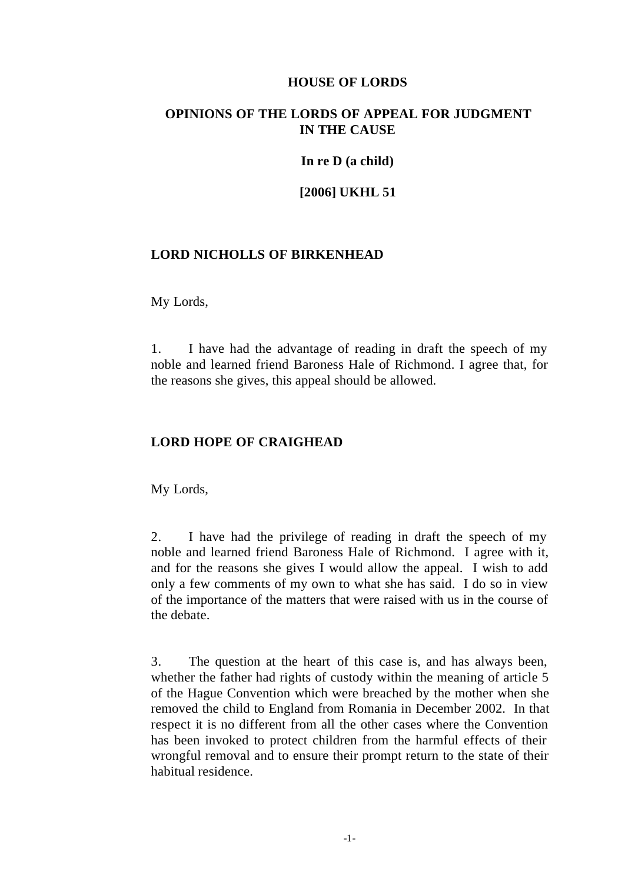**HOUSE OF LORDS**

**OPINIONS OF THE LORDS OF APPEAL FOR JUDGMENT IN THE CAUSE**

**In re D (a child)**

**[2006] UKHL 51**

**LORD NICHOLLS OF BIRKENHEAD**

My Lords,

1. I have had the advantage of reading in draft the speech of my noble and learned friend Baroness Hale of Richmond. I agree that, for the reasons she gives, this appeal should be allowed.

**LORD HOPE OF CRAIGHEAD**

My Lords,

2. I have had the privilege of reading in draft the speech of my noble and learned friend Baroness Hale of Richmond. I agree with it, and for the reasons she gives I would allow the appeal. I wish to add only a few comments of my own to what she has said. I do so in view of the importance of the matters that were raised with us in the course of the debate.

3. The question at the heart of this case is, and has always been, whether the father had rights of custody within the meaning of article 5 of the Hague Convention which were breached by the mother when she removed the child to England from Romania in December 2002. In that respect it is no different from all the other cases where the Convention has been invoked to protect children from the harmful effects of their wrongful removal and to ensure their prompt return to the state of their habitual residence.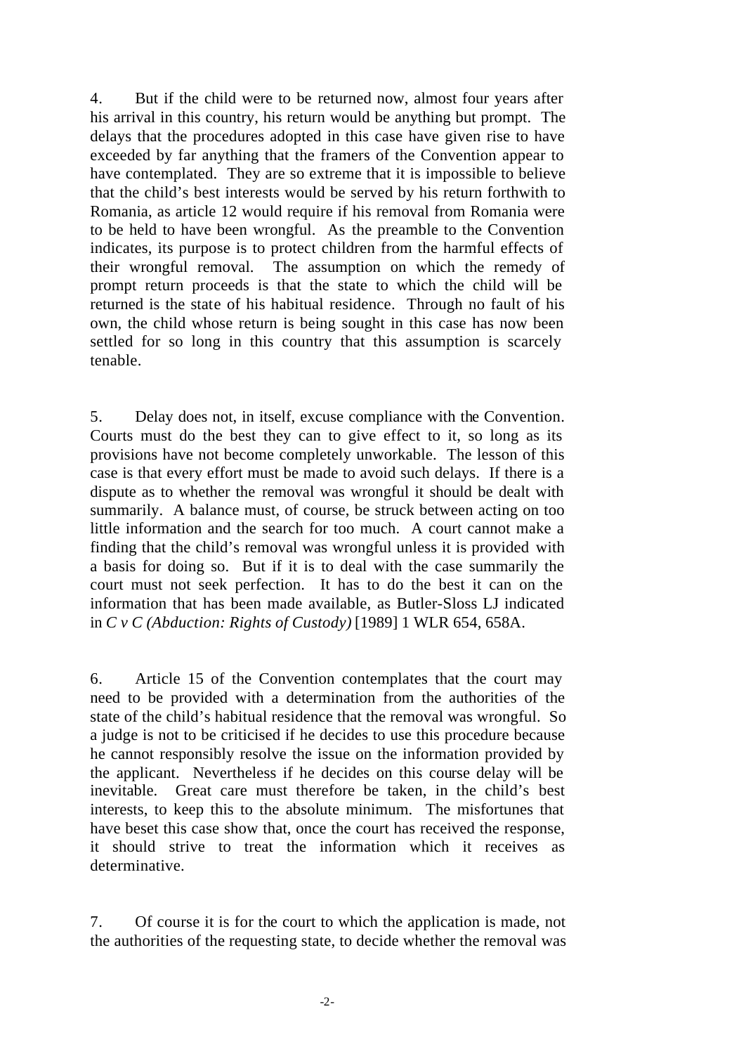4. But if the child were to be returned now, almost four years after his arrival in this country, his return would be anything but prompt. The delays that the procedures adopted in this case have given rise to have exceeded by far anything that the framers of the Convention appear to have contemplated. They are so extreme that it is impossible to believe that the child's best interests would be served by his return forthwith to Romania, as article 12 would require if his removal from Romania were to be held to have been wrongful. As the preamble to the Convention indicates, its purpose is to protect children from the harmful effects of their wrongful removal. The assumption on which the remedy of prompt return proceeds is that the state to which the child will be returned is the state of his habitual residence. Through no fault of his own, the child whose return is being sought in this case has now been settled for so long in this country that this assumption is scarcely tenable.

5. Delay does not, in itself, excuse compliance with the Convention. Courts must do the best they can to give effect to it, so long as its provisions have not become completely unworkable. The lesson of this case is that every effort must be made to avoid such delays. If there is a dispute as to whether the removal was wrongful it should be dealt with summarily. A balance must, of course, be struck between acting on too little information and the search for too much. A court cannot make a finding that the child's removal was wrongful unless it is provided with a basis for doing so. But if it is to deal with the case summarily the court must not seek perfection. It has to do the best it can on the information that has been made available, as Butler-Sloss LJ indicated in *C v C (Abduction: Rights of Custody)* [1989] 1 WLR 654, 658A.

6. Article 15 of the Convention contemplates that the court may need to be provided with a determination from the authorities of the state of the child's habitual residence that the removal was wrongful. So a judge is not to be criticised if he decides to use this procedure because he cannot responsibly resolve the issue on the information provided by the applicant. Nevertheless if he decides on this course delay will be inevitable. Great care must therefore be taken, in the child's best interests, to keep this to the absolute minimum. The misfortunes that have beset this case show that, once the court has received the response, it should strive to treat the information which it receives as determinative.

7. Of course it is for the court to which the application is made, not the authorities of the requesting state, to decide whether the removal was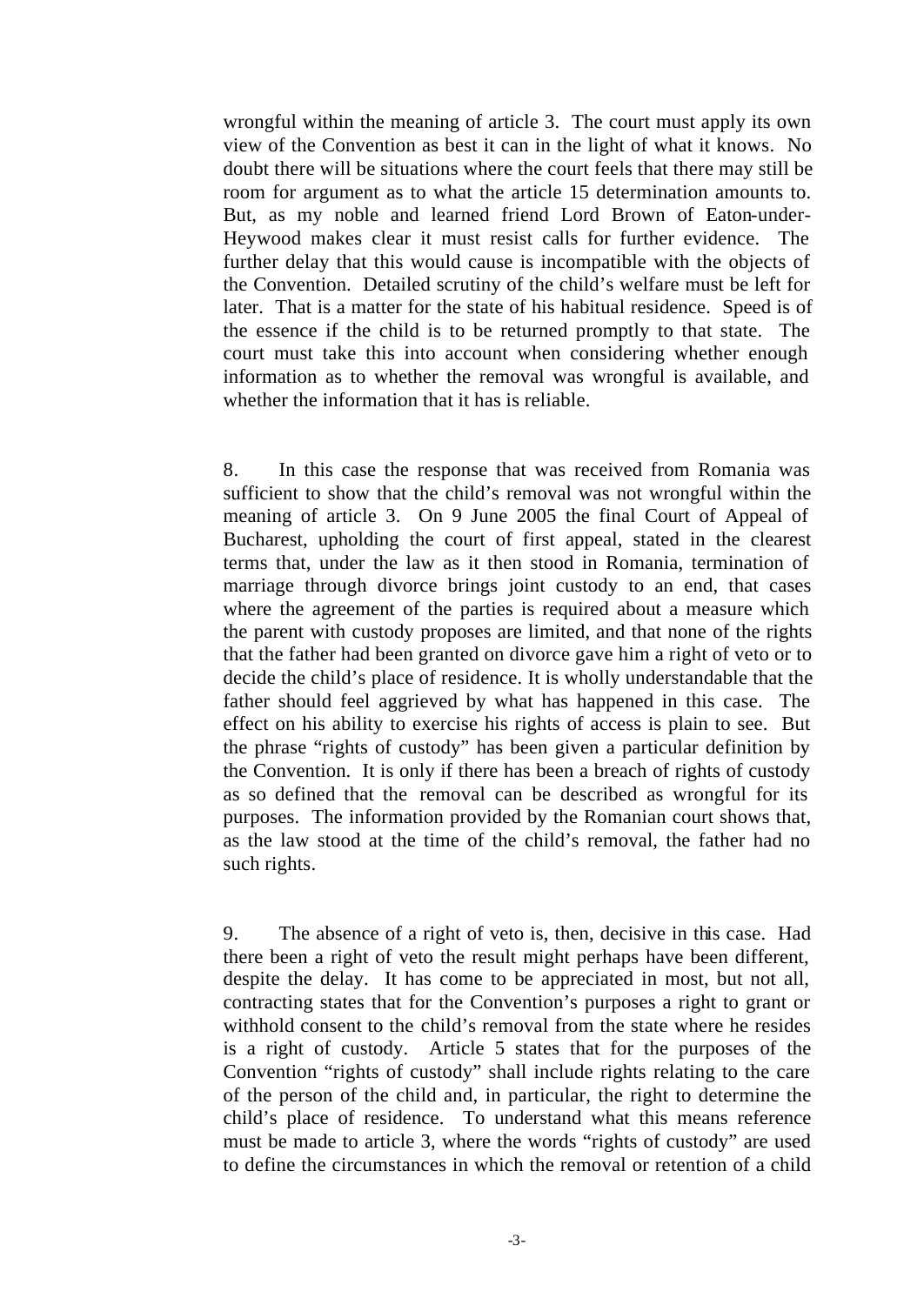wrongful within the meaning of article 3. The court must apply its own view of the Convention as best it can in the light of what it knows. No doubt there will be situations where the court feels that there may still be room for argument as to what the article 15 determination amounts to. But, as my noble and learned friend Lord Brown of Eaton-under-Heywood makes clear it must resist calls for further evidence. The further delay that this would cause is incompatible with the objects of the Convention. Detailed scrutiny of the child's welfare must be left for later. That is a matter for the state of his habitual residence. Speed is of the essence if the child is to be returned promptly to that state. The court must take this into account when considering whether enough information as to whether the removal was wrongful is available, and whether the information that it has is reliable.

8. In this case the response that was received from Romania was sufficient to show that the child's removal was not wrongful within the meaning of article 3. On 9 June 2005 the final Court of Appeal of Bucharest, upholding the court of first appeal, stated in the clearest terms that, under the law as it then stood in Romania, termination of marriage through divorce brings joint custody to an end, that cases where the agreement of the parties is required about a measure which the parent with custody proposes are limited, and that none of the rights that the father had been granted on divorce gave him a right of veto or to decide the child's place of residence. It is wholly understandable that the father should feel aggrieved by what has happened in this case. The effect on his ability to exercise his rights of access is plain to see. But the phrase "rights of custody" has been given a particular definition by the Convention. It is only if there has been a breach of rights of custody as so defined that the removal can be described as wrongful for its purposes. The information provided by the Romanian court shows that, as the law stood at the time of the child's removal, the father had no such rights.

9. The absence of a right of veto is, then, decisive in this case. Had there been a right of veto the result might perhaps have been different, despite the delay. It has come to be appreciated in most, but not all, contracting states that for the Convention's purposes a right to grant or withhold consent to the child's removal from the state where he resides is a right of custody. Article 5 states that for the purposes of the Convention "rights of custody" shall include rights relating to the care of the person of the child and, in particular, the right to determine the child's place of residence. To understand what this means reference must be made to article 3, where the words "rights of custody" are used to define the circumstances in which the removal or retention of a child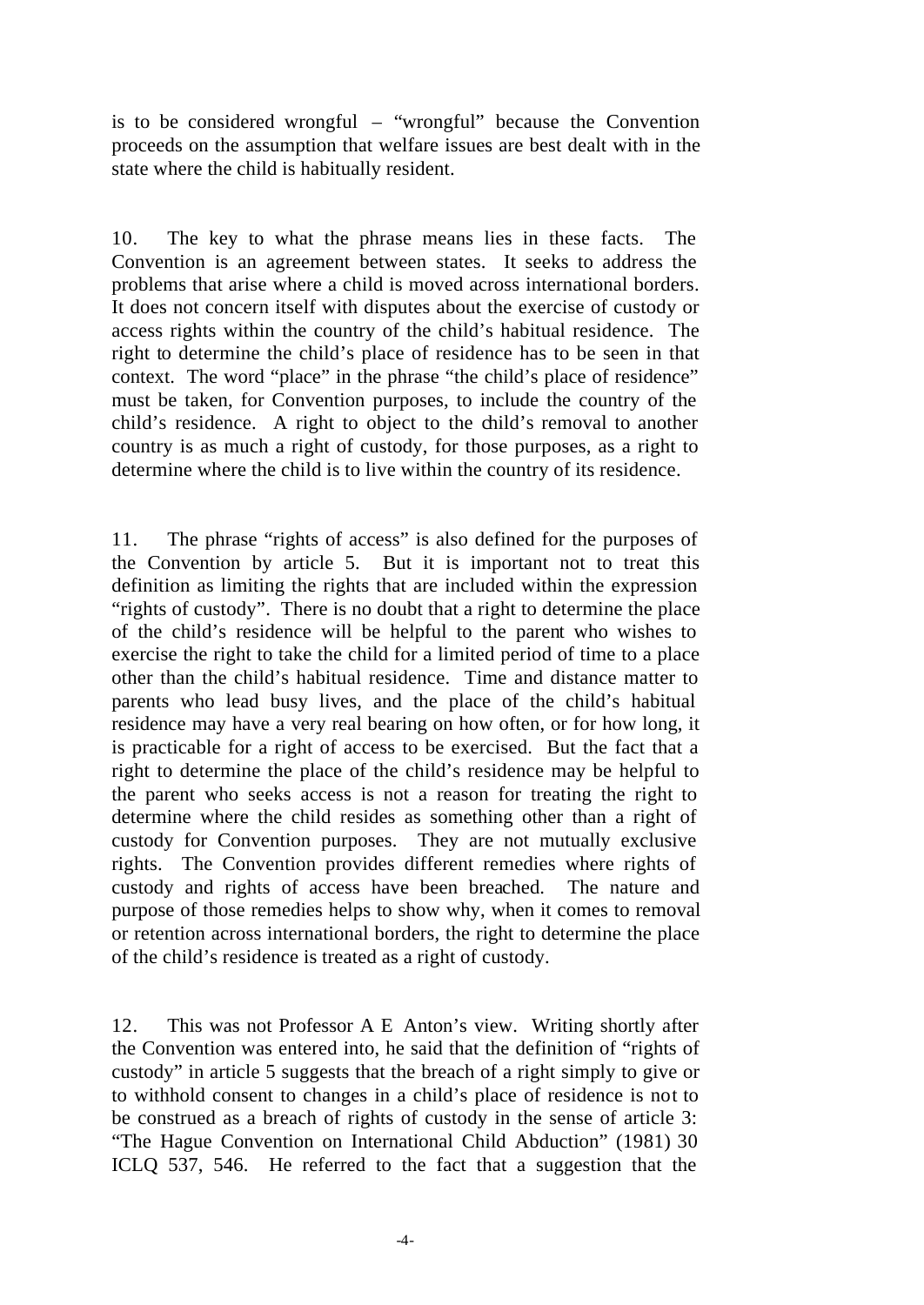is to be considered wrongful – "wrongful" because the Convention proceeds on the assumption that welfare issues are best dealt with in the state where the child is habitually resident.

10. The key to what the phrase means lies in these facts. The Convention is an agreement between states. It seeks to address the problems that arise where a child is moved across international borders. It does not concern itself with disputes about the exercise of custody or access rights within the country of the child's habitual residence. The right to determine the child's place of residence has to be seen in that context. The word "place" in the phrase "the child's place of residence" must be taken, for Convention purposes, to include the country of the child's residence. A right to object to the child's removal to another country is as much a right of custody, for those purposes, as a right to determine where the child is to live within the country of its residence.

11. The phrase "rights of access" is also defined for the purposes of the Convention by article 5. But it is important not to treat this definition as limiting the rights that are included within the expression "rights of custody". There is no doubt that a right to determine the place of the child's residence will be helpful to the parent who wishes to exercise the right to take the child for a limited period of time to a place other than the child's habitual residence. Time and distance matter to parents who lead busy lives, and the place of the child's habitual residence may have a very real bearing on how often, or for how long, it is practicable for a right of access to be exercised. But the fact that a right to determine the place of the child's residence may be helpful to the parent who seeks access is not a reason for treating the right to determine where the child resides as something other than a right of custody for Convention purposes. They are not mutually exclusive rights. The Convention provides different remedies where rights of custody and rights of access have been breached. The nature and purpose of those remedies helps to show why, when it comes to removal or retention across international borders, the right to determine the place of the child's residence is treated as a right of custody.

12. This was not Professor A E Anton's view. Writing shortly after the Convention was entered into, he said that the definition of "rights of custody" in article 5 suggests that the breach of a right simply to give or to withhold consent to changes in a child's place of residence is not to be construed as a breach of rights of custody in the sense of article 3: "The Hague Convention on International Child Abduction" (1981) 30 ICLQ 537, 546. He referred to the fact that a suggestion that the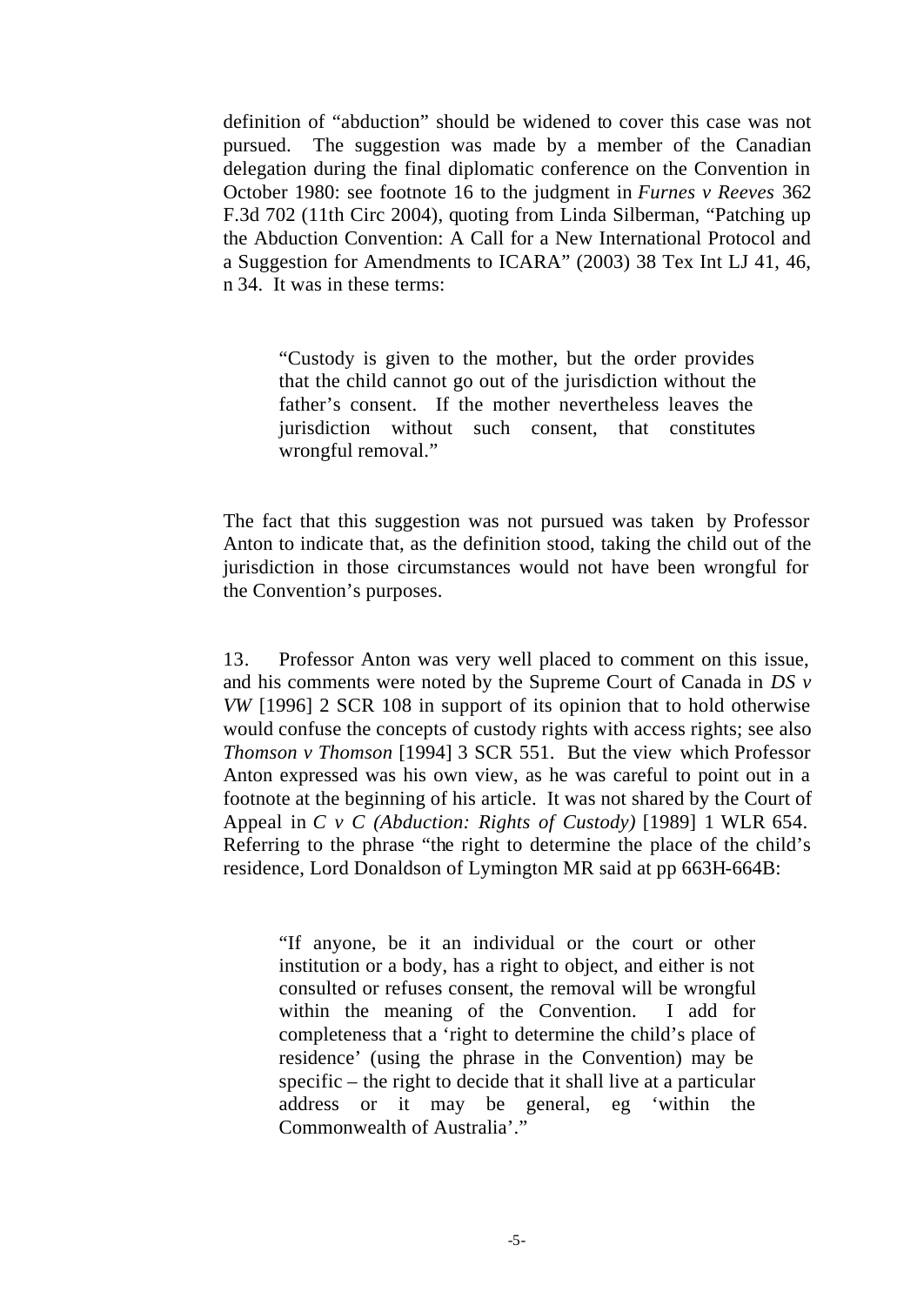definition of "abduction" should be widened to cover this case was not pursued. The suggestion was made by a member of the Canadian delegation during the final diplomatic conference on the Convention in October 1980: see footnote 16 to the judgment in *Furnes v Reeves* 362 F.3d 702 (11th Circ 2004), quoting from Linda Silberman, "Patching up the Abduction Convention: A Call for a New International Protocol and a Suggestion for Amendments to ICARA" (2003) 38 Tex Int LJ 41, 46, n 34. It was in these terms:

> "Custody is given to the mother, but the order provides that the child cannot go out of the jurisdiction without the father's consent. If the mother nevertheless leaves the jurisdiction without such consent, that constitutes wrongful removal."

The fact that this suggestion was not pursued was taken by Professor Anton to indicate that, as the definition stood, taking the child out of the jurisdiction in those circumstances would not have been wrongful for the Convention's purposes.

13. Professor Anton was very well placed to comment on this issue, and his comments were noted by the Supreme Court of Canada in *DS v VW* [1996] 2 SCR 108 in support of its opinion that to hold otherwise would confuse the concepts of custody rights with access rights; see also *Thomson v Thomson* [1994] 3 SCR 551. But the view which Professor Anton expressed was his own view, as he was careful to point out in a footnote at the beginning of his article. It was not shared by the Court of Appeal in *C v C (Abduction: Rights of Custody)* [1989] 1 WLR 654. Referring to the phrase "the right to determine the place of the child's residence, Lord Donaldson of Lymington MR said at pp 663H-664B:

> "If anyone, be it an individual or the court or other institution or a body, has a right to object, and either is not consulted or refuses consent, the removal will be wrongful within the meaning of the Convention. I add for completeness that a 'right to determine the child's place of residence' (using the phrase in the Convention) may be specific – the right to decide that it shall live at a particular address or it may be general, eg 'within the Commonwealth of Australia'."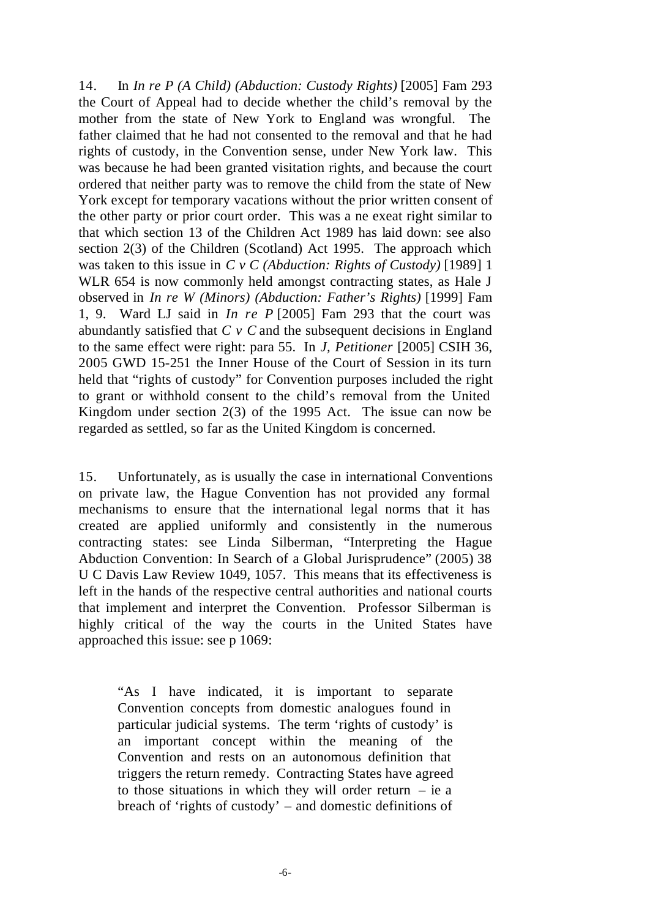14. In *In re P (A Child) (Abduction: Custody Rights)* [2005] Fam 293 the Court of Appeal had to decide whether the child's removal by the mother from the state of New York to England was wrongful. The father claimed that he had not consented to the removal and that he had rights of custody, in the Convention sense, under New York law. This was because he had been granted visitation rights, and because the court ordered that neither party was to remove the child from the state of New York except for temporary vacations without the prior written consent of the other party or prior court order. This was a ne exeat right similar to that which section 13 of the Children Act 1989 has laid down: see also section 2(3) of the Children (Scotland) Act 1995. The approach which was taken to this issue in *C v C (Abduction: Rights of Custody)* [1989] 1 WLR 654 is now commonly held amongst contracting states, as Hale J observed in *In re W (Minors) (Abduction: Father's Rights)* [1999] Fam 1, 9. Ward LJ said in *In re P* [2005] Fam 293 that the court was abundantly satisfied that *C v C* and the subsequent decisions in England to the same effect were right: para 55. In *J, Petitioner* [2005] CSIH 36, 2005 GWD 15-251 the Inner House of the Court of Session in its turn held that "rights of custody" for Convention purposes included the right to grant or withhold consent to the child's removal from the United Kingdom under section 2(3) of the 1995 Act. The issue can now be regarded as settled, so far as the United Kingdom is concerned.

15. Unfortunately, as is usually the case in international Conventions on private law, the Hague Convention has not provided any formal mechanisms to ensure that the international legal norms that it has created are applied uniformly and consistently in the numerous contracting states: see Linda Silberman, "Interpreting the Hague Abduction Convention: In Search of a Global Jurisprudence" (2005) 38 U C Davis Law Review 1049, 1057. This means that its effectiveness is left in the hands of the respective central authorities and national courts that implement and interpret the Convention. Professor Silberman is highly critical of the way the courts in the United States have approached this issue: see p 1069:

> "As I have indicated, it is important to separate Convention concepts from domestic analogues found in particular judicial systems. The term 'rights of custody' is an important concept within the meaning of the Convention and rests on an autonomous definition that triggers the return remedy. Contracting States have agreed to those situations in which they will order return – ie a breach of 'rights of custody' – and domestic definitions of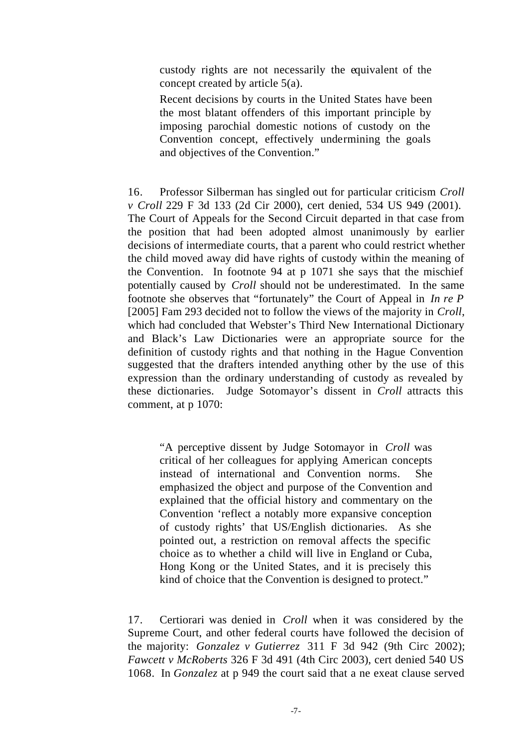> custody rights are not necessarily the equivalent of the concept created by article 5(a).
>
> Recent decisions by courts in the United States have been the most blatant offenders of this important principle by imposing parochial domestic notions of custody on the Convention concept, effectively undermining the goals and objectives of the Convention."

16. Professor Silberman has singled out for particular criticism *Croll v Croll* 229 F 3d 133 (2d Cir 2000), cert denied, 534 US 949 (2001). The Court of Appeals for the Second Circuit departed in that case from the position that had been adopted almost unanimously by earlier decisions of intermediate courts, that a parent who could restrict whether the child moved away did have rights of custody within the meaning of the Convention. In footnote 94 at p 1071 she says that the mischief potentially caused by *Croll* should not be underestimated. In the same footnote she observes that "fortunately" the Court of Appeal in *In re P* [2005] Fam 293 decided not to follow the views of the majority in *Croll*, which had concluded that Webster's Third New International Dictionary and Black's Law Dictionaries were an appropriate source for the definition of custody rights and that nothing in the Hague Convention suggested that the drafters intended anything other by the use of this expression than the ordinary understanding of custody as revealed by these dictionaries. Judge Sotomayor's dissent in *Croll* attracts this comment, at p 1070:

> "A perceptive dissent by Judge Sotomayor in *Croll* was critical of her colleagues for applying American concepts instead of international and Convention norms. She emphasized the object and purpose of the Convention and explained that the official history and commentary on the Convention 'reflect a notably more expansive conception of custody rights' that US/English dictionaries. As she pointed out, a restriction on removal affects the specific choice as to whether a child will live in England or Cuba, Hong Kong or the United States, and it is precisely this kind of choice that the Convention is designed to protect."

17. Certiorari was denied in *Croll* when it was considered by the Supreme Court, and other federal courts have followed the decision of the majority: *Gonzalez v Gutierrez* 311 F 3d 942 (9th Circ 2002); *Fawcett v McRoberts* 326 F 3d 491 (4th Circ 2003), cert denied 540 US 1068. In *Gonzalez* at p 949 the court said that a ne exeat clause served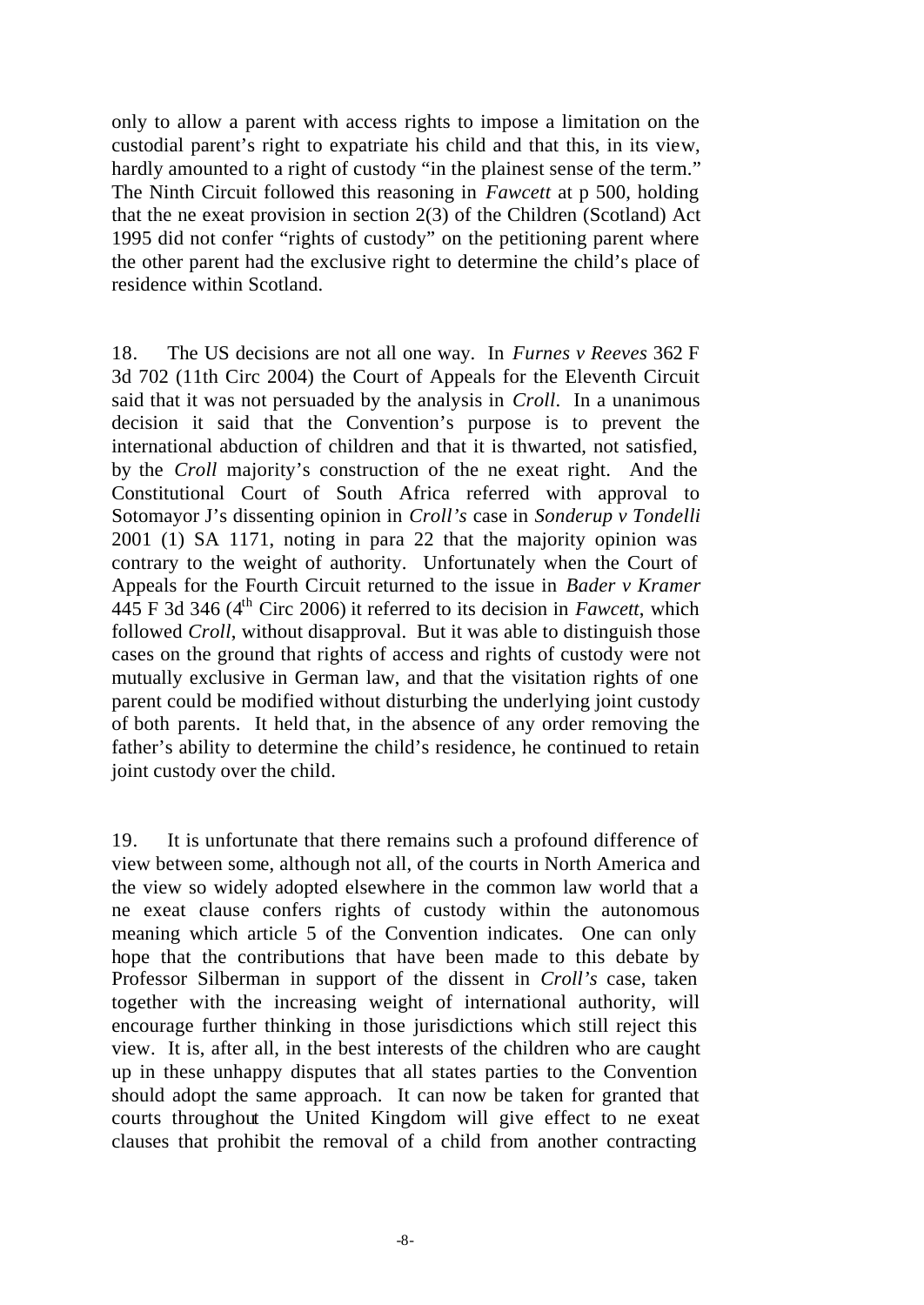only to allow a parent with access rights to impose a limitation on the custodial parent's right to expatriate his child and that this, in its view, hardly amounted to a right of custody "in the plainest sense of the term." The Ninth Circuit followed this reasoning in *Fawcett* at p 500, holding that the ne exeat provision in section 2(3) of the Children (Scotland) Act 1995 did not confer "rights of custody" on the petitioning parent where the other parent had the exclusive right to determine the child's place of residence within Scotland.

18. The US decisions are not all one way. In *Furnes v Reeves* 362 F 3d 702 (11th Circ 2004) the Court of Appeals for the Eleventh Circuit said that it was not persuaded by the analysis in *Croll*. In a unanimous decision it said that the Convention's purpose is to prevent the international abduction of children and that it is thwarted, not satisfied, by the *Croll* majority's construction of the ne exeat right. And the Constitutional Court of South Africa referred with approval to Sotomayor J's dissenting opinion in *Croll's* case in *Sonderup v Tondelli* 2001 (1) SA 1171, noting in para 22 that the majority opinion was contrary to the weight of authority. Unfortunately when the Court of Appeals for the Fourth Circuit returned to the issue in *Bader v Kramer* 445 F 3d 346 (4th Circ 2006) it referred to its decision in *Fawcett*, which followed *Croll*, without disapproval. But it was able to distinguish those cases on the ground that rights of access and rights of custody were not mutually exclusive in German law, and that the visitation rights of one parent could be modified without disturbing the underlying joint custody of both parents. It held that, in the absence of any order removing the father's ability to determine the child's residence, he continued to retain joint custody over the child.

19. It is unfortunate that there remains such a profound difference of view between some, although not all, of the courts in North America and the view so widely adopted elsewhere in the common law world that a ne exeat clause confers rights of custody within the autonomous meaning which article 5 of the Convention indicates. One can only hope that the contributions that have been made to this debate by Professor Silberman in support of the dissent in *Croll's* case, taken together with the increasing weight of international authority, will encourage further thinking in those jurisdictions which still reject this view. It is, after all, in the best interests of the children who are caught up in these unhappy disputes that all states parties to the Convention should adopt the same approach. It can now be taken for granted that courts throughout the United Kingdom will give effect to ne exeat clauses that prohibit the removal of a child from another contracting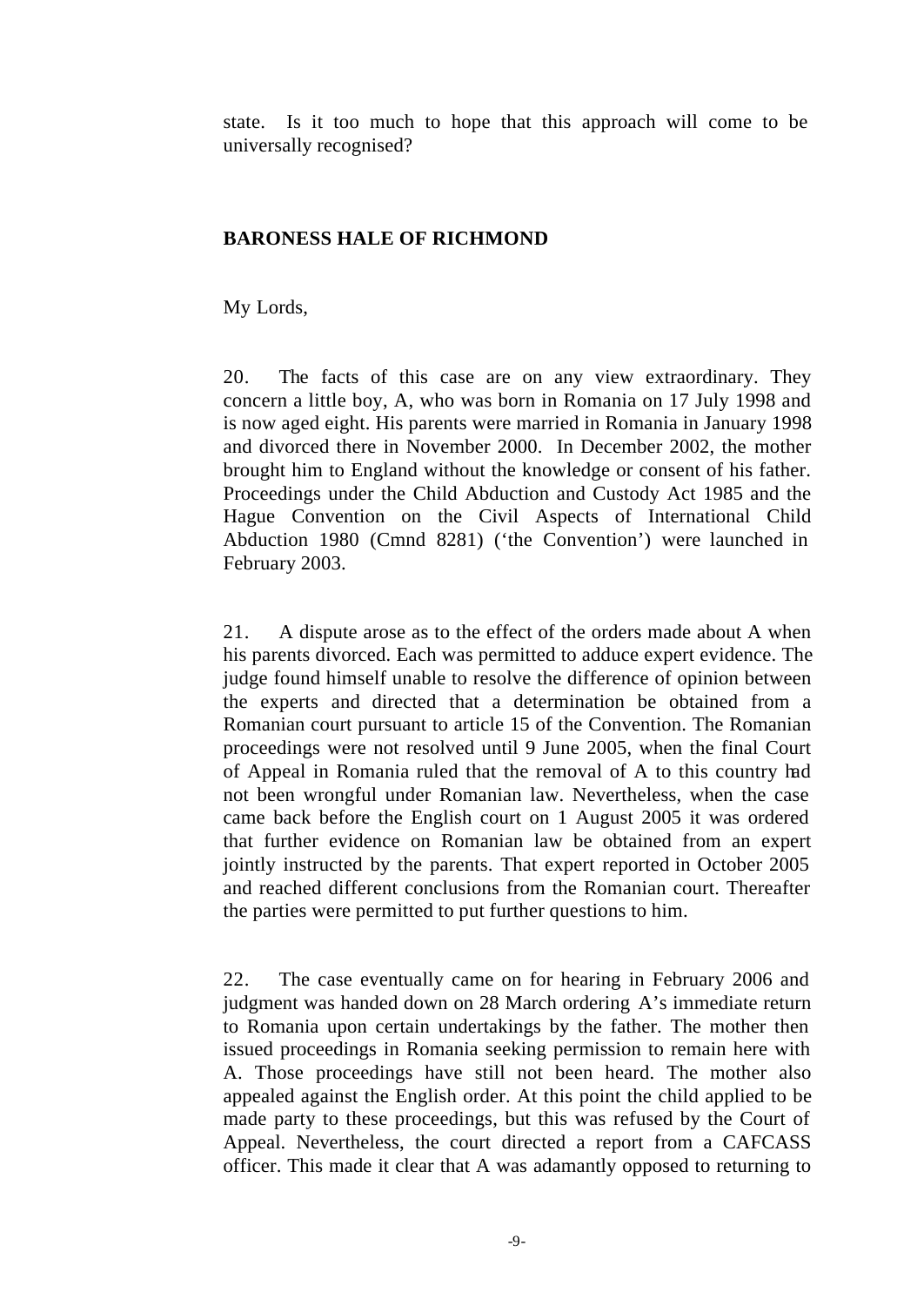state. Is it too much to hope that this approach will come to be universally recognised?

**BARONESS HALE OF RICHMOND**

My Lords,

20. The facts of this case are on any view extraordinary. They concern a little boy, A, who was born in Romania on 17 July 1998 and is now aged eight. His parents were married in Romania in January 1998 and divorced there in November 2000. In December 2002, the mother brought him to England without the knowledge or consent of his father. Proceedings under the Child Abduction and Custody Act 1985 and the Hague Convention on the Civil Aspects of International Child Abduction 1980 (Cmnd 8281) ('the Convention') were launched in February 2003.

21. A dispute arose as to the effect of the orders made about A when his parents divorced. Each was permitted to adduce expert evidence. The judge found himself unable to resolve the difference of opinion between the experts and directed that a determination be obtained from a Romanian court pursuant to article 15 of the Convention. The Romanian proceedings were not resolved until 9 June 2005, when the final Court of Appeal in Romania ruled that the removal of A to this country had not been wrongful under Romanian law. Nevertheless, when the case came back before the English court on 1 August 2005 it was ordered that further evidence on Romanian law be obtained from an expert jointly instructed by the parents. That expert reported in October 2005 and reached different conclusions from the Romanian court. Thereafter the parties were permitted to put further questions to him.

22. The case eventually came on for hearing in February 2006 and judgment was handed down on 28 March ordering A's immediate return to Romania upon certain undertakings by the father. The mother then issued proceedings in Romania seeking permission to remain here with A. Those proceedings have still not been heard. The mother also appealed against the English order. At this point the child applied to be made party to these proceedings, but this was refused by the Court of Appeal. Nevertheless, the court directed a report from a CAFCASS officer. This made it clear that A was adamantly opposed to returning to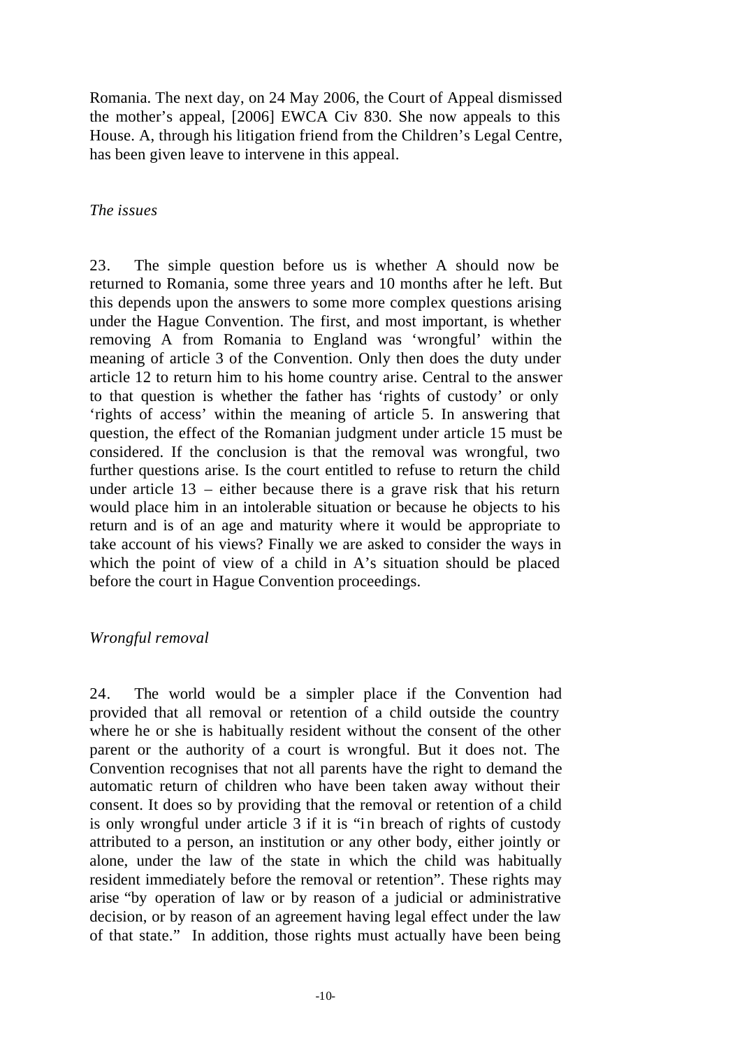Romania. The next day, on 24 May 2006, the Court of Appeal dismissed the mother's appeal, [2006] EWCA Civ 830. She now appeals to this House. A, through his litigation friend from the Children's Legal Centre, has been given leave to intervene in this appeal.

*The issues*

23. The simple question before us is whether A should now be returned to Romania, some three years and 10 months after he left. But this depends upon the answers to some more complex questions arising under the Hague Convention. The first, and most important, is whether removing A from Romania to England was 'wrongful' within the meaning of article 3 of the Convention. Only then does the duty under article 12 to return him to his home country arise. Central to the answer to that question is whether the father has 'rights of custody' or only 'rights of access' within the meaning of article 5. In answering that question, the effect of the Romanian judgment under article 15 must be considered. If the conclusion is that the removal was wrongful, two further questions arise. Is the court entitled to refuse to return the child under article 13 – either because there is a grave risk that his return would place him in an intolerable situation or because he objects to his return and is of an age and maturity where it would be appropriate to take account of his views? Finally we are asked to consider the ways in which the point of view of a child in A's situation should be placed before the court in Hague Convention proceedings.

*Wrongful removal*

24. The world would be a simpler place if the Convention had provided that all removal or retention of a child outside the country where he or she is habitually resident without the consent of the other parent or the authority of a court is wrongful. But it does not. The Convention recognises that not all parents have the right to demand the automatic return of children who have been taken away without their consent. It does so by providing that the removal or retention of a child is only wrongful under article 3 if it is "in breach of rights of custody attributed to a person, an institution or any other body, either jointly or alone, under the law of the state in which the child was habitually resident immediately before the removal or retention". These rights may arise "by operation of law or by reason of a judicial or administrative decision, or by reason of an agreement having legal effect under the law of that state." In addition, those rights must actually have been being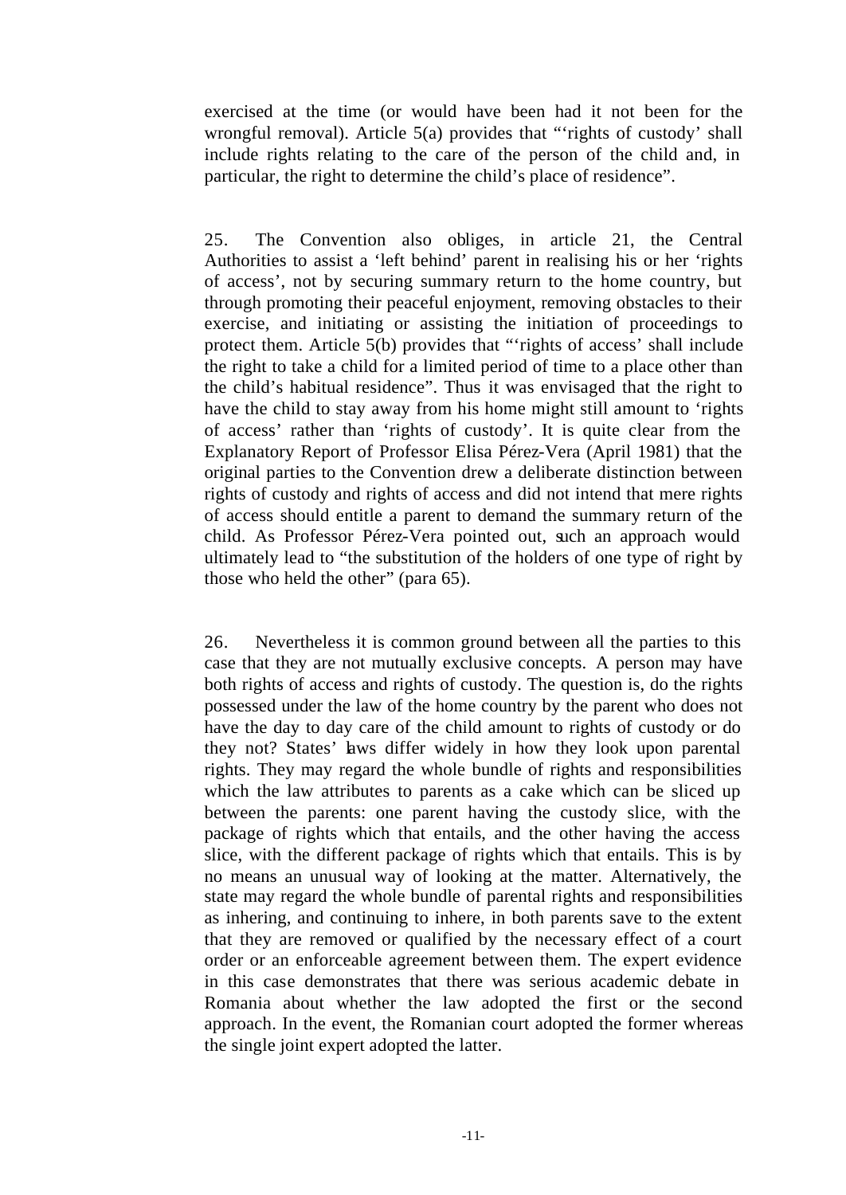exercised at the time (or would have been had it not been for the wrongful removal). Article 5(a) provides that "'rights of custody' shall include rights relating to the care of the person of the child and, in particular, the right to determine the child's place of residence".

25. The Convention also obliges, in article 21, the Central Authorities to assist a 'left behind' parent in realising his or her 'rights of access', not by securing summary return to the home country, but through promoting their peaceful enjoyment, removing obstacles to their exercise, and initiating or assisting the initiation of proceedings to protect them. Article 5(b) provides that "'rights of access' shall include the right to take a child for a limited period of time to a place other than the child's habitual residence". Thus it was envisaged that the right to have the child to stay away from his home might still amount to 'rights of access' rather than 'rights of custody'. It is quite clear from the Explanatory Report of Professor Elisa Pérez-Vera (April 1981) that the original parties to the Convention drew a deliberate distinction between rights of custody and rights of access and did not intend that mere rights of access should entitle a parent to demand the summary return of the child. As Professor Pérez-Vera pointed out, such an approach would ultimately lead to "the substitution of the holders of one type of right by those who held the other" (para 65).

26. Nevertheless it is common ground between all the parties to this case that they are not mutually exclusive concepts. A person may have both rights of access and rights of custody. The question is, do the rights possessed under the law of the home country by the parent who does not have the day to day care of the child amount to rights of custody or do they not? States' laws differ widely in how they look upon parental rights. They may regard the whole bundle of rights and responsibilities which the law attributes to parents as a cake which can be sliced up between the parents: one parent having the custody slice, with the package of rights which that entails, and the other having the access slice, with the different package of rights which that entails. This is by no means an unusual way of looking at the matter. Alternatively, the state may regard the whole bundle of parental rights and responsibilities as inhering, and continuing to inhere, in both parents save to the extent that they are removed or qualified by the necessary effect of a court order or an enforceable agreement between them. The expert evidence in this case demonstrates that there was serious academic debate in Romania about whether the law adopted the first or the second approach. In the event, the Romanian court adopted the former whereas the single joint expert adopted the latter.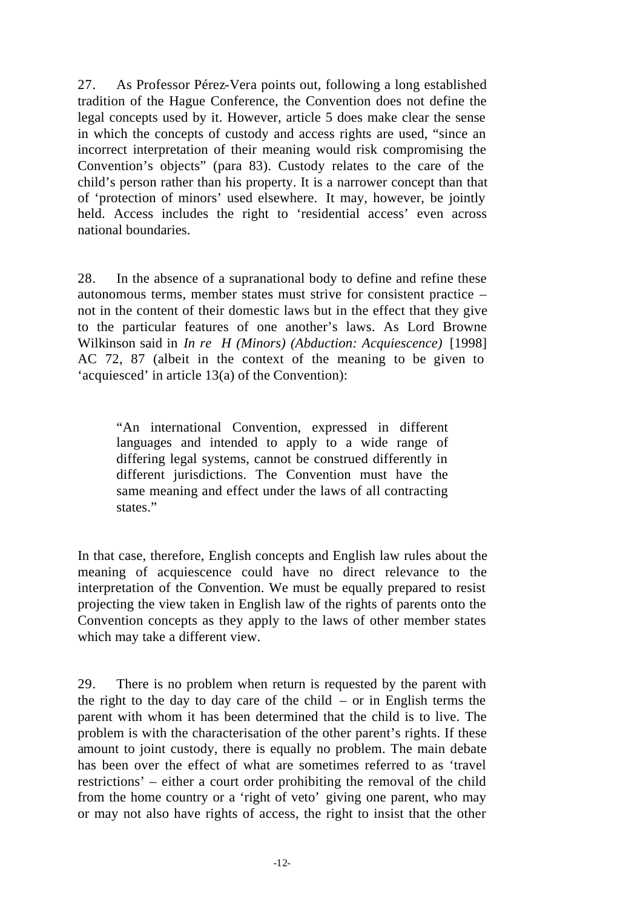27. As Professor Pérez-Vera points out, following a long established tradition of the Hague Conference, the Convention does not define the legal concepts used by it. However, article 5 does make clear the sense in which the concepts of custody and access rights are used, "since an incorrect interpretation of their meaning would risk compromising the Convention's objects" (para 83). Custody relates to the care of the child's person rather than his property. It is a narrower concept than that of 'protection of minors' used elsewhere. It may, however, be jointly held. Access includes the right to 'residential access' even across national boundaries.

28. In the absence of a supranational body to define and refine these autonomous terms, member states must strive for consistent practice – not in the content of their domestic laws but in the effect that they give to the particular features of one another's laws. As Lord Browne Wilkinson said in *In re H (Minors) (Abduction: Acquiescence)* [1998] AC 72, 87 (albeit in the context of the meaning to be given to 'acquiesced' in article 13(a) of the Convention):

> "An international Convention, expressed in different languages and intended to apply to a wide range of differing legal systems, cannot be construed differently in different jurisdictions. The Convention must have the same meaning and effect under the laws of all contracting states."

In that case, therefore, English concepts and English law rules about the meaning of acquiescence could have no direct relevance to the interpretation of the Convention. We must be equally prepared to resist projecting the view taken in English law of the rights of parents onto the Convention concepts as they apply to the laws of other member states which may take a different view.

29. There is no problem when return is requested by the parent with the right to the day to day care of the child – or in English terms the parent with whom it has been determined that the child is to live. The problem is with the characterisation of the other parent's rights. If these amount to joint custody, there is equally no problem. The main debate has been over the effect of what are sometimes referred to as 'travel restrictions' – either a court order prohibiting the removal of the child from the home country or a 'right of veto' giving one parent, who may or may not also have rights of access, the right to insist that the other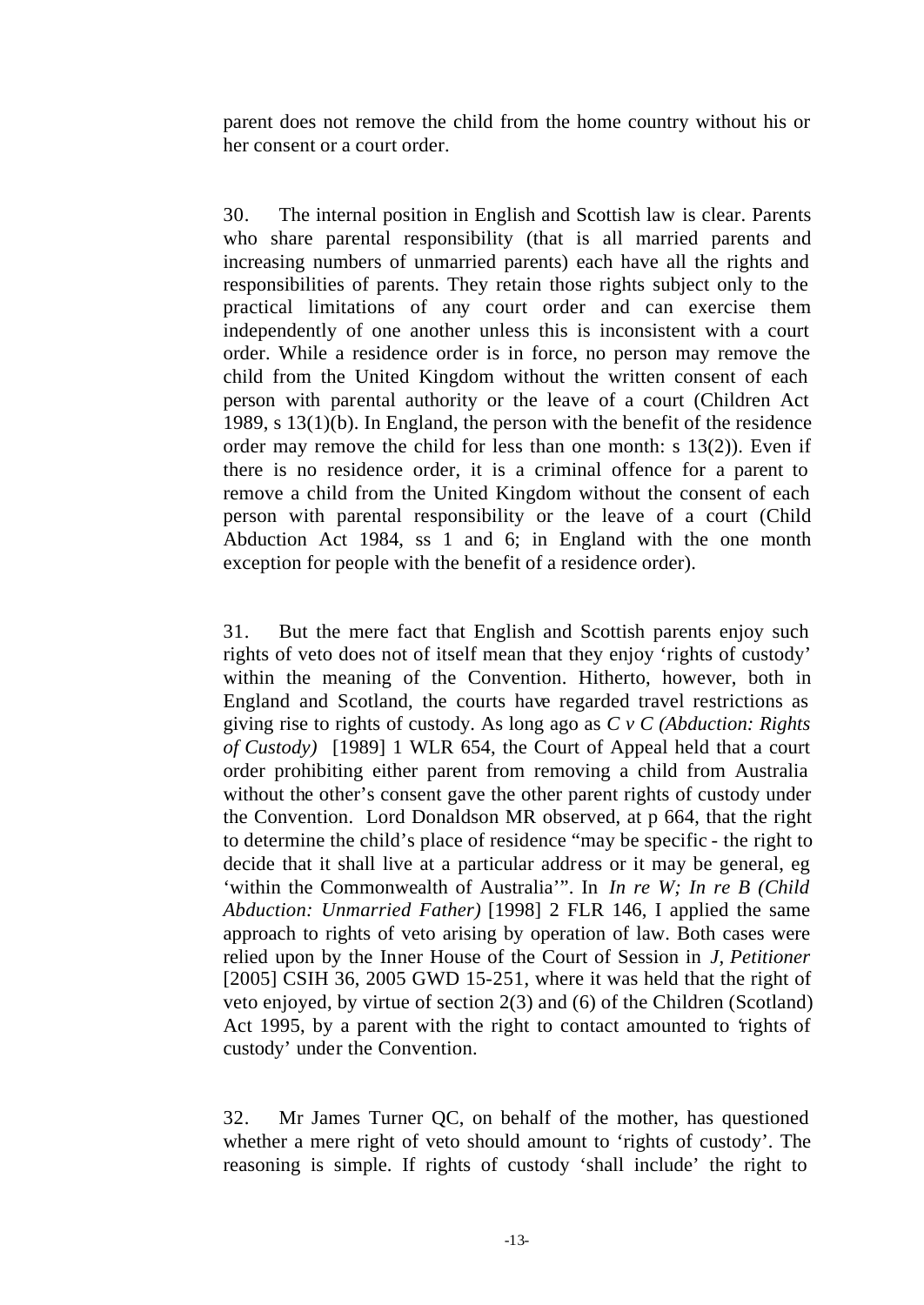parent does not remove the child from the home country without his or her consent or a court order.

30. The internal position in English and Scottish law is clear. Parents who share parental responsibility (that is all married parents and increasing numbers of unmarried parents) each have all the rights and responsibilities of parents. They retain those rights subject only to the practical limitations of any court order and can exercise them independently of one another unless this is inconsistent with a court order. While a residence order is in force, no person may remove the child from the United Kingdom without the written consent of each person with parental authority or the leave of a court (Children Act 1989, s 13(1)(b). In England, the person with the benefit of the residence order may remove the child for less than one month: s 13(2)). Even if there is no residence order, it is a criminal offence for a parent to remove a child from the United Kingdom without the consent of each person with parental responsibility or the leave of a court (Child Abduction Act 1984, ss 1 and 6; in England with the one month exception for people with the benefit of a residence order).

31. But the mere fact that English and Scottish parents enjoy such rights of veto does not of itself mean that they enjoy 'rights of custody' within the meaning of the Convention. Hitherto, however, both in England and Scotland, the courts have regarded travel restrictions as giving rise to rights of custody. As long ago as *C v C (Abduction: Rights of Custody)* [1989] 1 WLR 654, the Court of Appeal held that a court order prohibiting either parent from removing a child from Australia without the other's consent gave the other parent rights of custody under the Convention. Lord Donaldson MR observed, at p 664, that the right to determine the child's place of residence "may be specific - the right to decide that it shall live at a particular address or it may be general, eg 'within the Commonwealth of Australia'". In *In re W; In re B (Child Abduction: Unmarried Father)* [1998] 2 FLR 146, I applied the same approach to rights of veto arising by operation of law. Both cases were relied upon by the Inner House of the Court of Session in *J, Petitioner* [2005] CSIH 36, 2005 GWD 15-251, where it was held that the right of veto enjoyed, by virtue of section 2(3) and (6) of the Children (Scotland) Act 1995, by a parent with the right to contact amounted to 'rights of custody' under the Convention.

32. Mr James Turner QC, on behalf of the mother, has questioned whether a mere right of veto should amount to 'rights of custody'. The reasoning is simple. If rights of custody 'shall include' the right to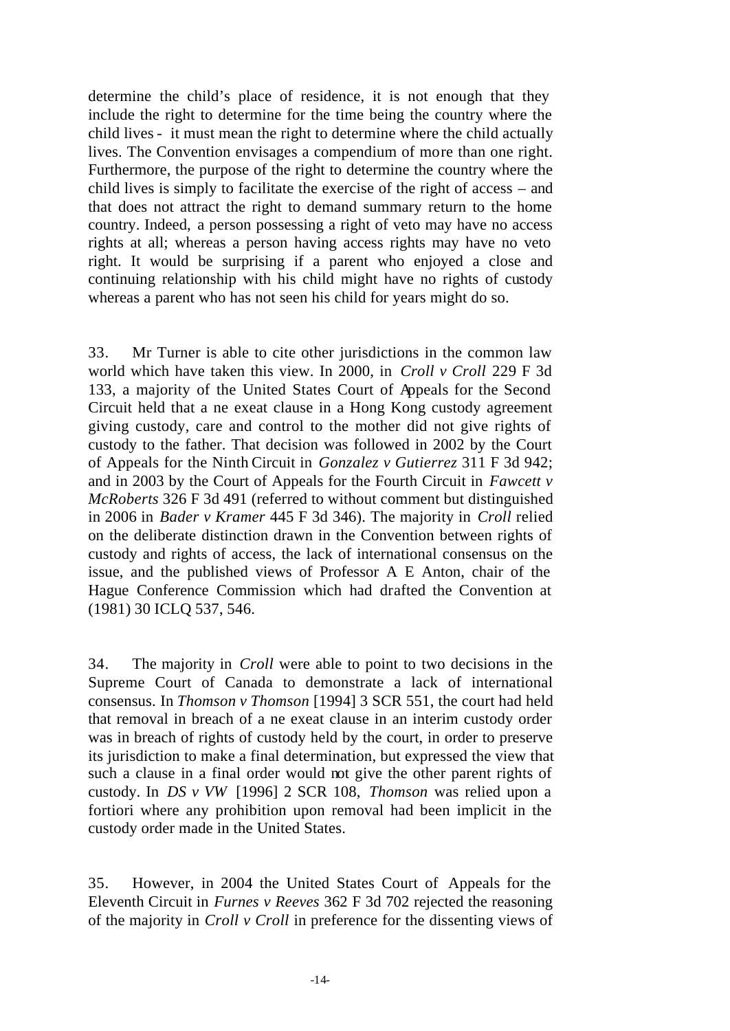determine the child's place of residence, it is not enough that they include the right to determine for the time being the country where the child lives - it must mean the right to determine where the child actually lives. The Convention envisages a compendium of more than one right. Furthermore, the purpose of the right to determine the country where the child lives is simply to facilitate the exercise of the right of access – and that does not attract the right to demand summary return to the home country. Indeed, a person possessing a right of veto may have no access rights at all; whereas a person having access rights may have no veto right. It would be surprising if a parent who enjoyed a close and continuing relationship with his child might have no rights of custody whereas a parent who has not seen his child for years might do so.

33. Mr Turner is able to cite other jurisdictions in the common law world which have taken this view. In 2000, in *Croll v Croll* 229 F 3d 133, a majority of the United States Court of Appeals for the Second Circuit held that a ne exeat clause in a Hong Kong custody agreement giving custody, care and control to the mother did not give rights of custody to the father. That decision was followed in 2002 by the Court of Appeals for the Ninth Circuit in *Gonzalez v Gutierrez* 311 F 3d 942; and in 2003 by the Court of Appeals for the Fourth Circuit in *Fawcett v McRoberts* 326 F 3d 491 (referred to without comment but distinguished in 2006 in *Bader v Kramer* 445 F 3d 346). The majority in *Croll* relied on the deliberate distinction drawn in the Convention between rights of custody and rights of access, the lack of international consensus on the issue, and the published views of Professor A E Anton, chair of the Hague Conference Commission which had drafted the Convention at (1981) 30 ICLQ 537, 546.

34. The majority in *Croll* were able to point to two decisions in the Supreme Court of Canada to demonstrate a lack of international consensus. In *Thomson v Thomson* [1994] 3 SCR 551, the court had held that removal in breach of a ne exeat clause in an interim custody order was in breach of rights of custody held by the court, in order to preserve its jurisdiction to make a final determination, but expressed the view that such a clause in a final order would not give the other parent rights of custody. In *DS v VW* [1996] 2 SCR 108, *Thomson* was relied upon a fortiori where any prohibition upon removal had been implicit in the custody order made in the United States.

35. However, in 2004 the United States Court of Appeals for the Eleventh Circuit in *Furnes v Reeves* 362 F 3d 702 rejected the reasoning of the majority in *Croll v Croll* in preference for the dissenting views of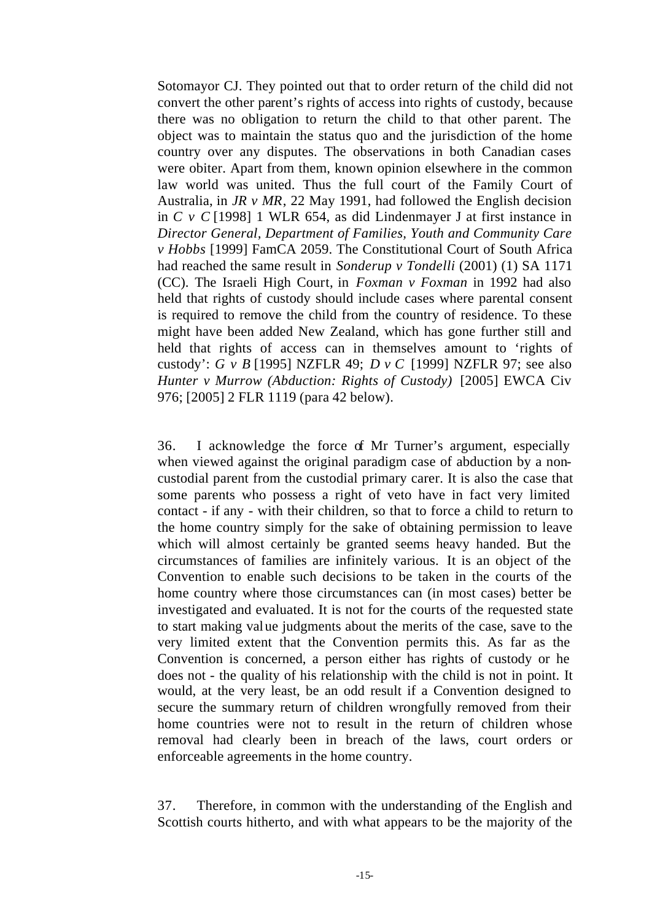Sotomayor CJ. They pointed out that to order return of the child did not convert the other parent's rights of access into rights of custody, because there was no obligation to return the child to that other parent. The object was to maintain the status quo and the jurisdiction of the home country over any disputes. The observations in both Canadian cases were obiter. Apart from them, known opinion elsewhere in the common law world was united. Thus the full court of the Family Court of Australia, in *JR v MR*, 22 May 1991, had followed the English decision in *C v C* [1998] 1 WLR 654, as did Lindenmayer J at first instance in *Director General, Department of Families, Youth and Community Care v Hobbs* [1999] FamCA 2059. The Constitutional Court of South Africa had reached the same result in *Sonderup v Tondelli* (2001) (1) SA 1171 (CC). The Israeli High Court, in *Foxman v Foxman* in 1992 had also held that rights of custody should include cases where parental consent is required to remove the child from the country of residence. To these might have been added New Zealand, which has gone further still and held that rights of access can in themselves amount to 'rights of custody': *G v B* [1995] NZFLR 49; *D v C* [1999] NZFLR 97; see also *Hunter v Murrow (Abduction: Rights of Custody)* [2005] EWCA Civ 976; [2005] 2 FLR 1119 (para 42 below).

36. I acknowledge the force of Mr Turner's argument, especially when viewed against the original paradigm case of abduction by a non-custodial parent from the custodial primary carer. It is also the case that some parents who possess a right of veto have in fact very limited contact - if any - with their children, so that to force a child to return to the home country simply for the sake of obtaining permission to leave which will almost certainly be granted seems heavy handed. But the circumstances of families are infinitely various. It is an object of the Convention to enable such decisions to be taken in the courts of the home country where those circumstances can (in most cases) better be investigated and evaluated. It is not for the courts of the requested state to start making value judgments about the merits of the case, save to the very limited extent that the Convention permits this. As far as the Convention is concerned, a person either has rights of custody or he does not - the quality of his relationship with the child is not in point. It would, at the very least, be an odd result if a Convention designed to secure the summary return of children wrongfully removed from their home countries were not to result in the return of children whose removal had clearly been in breach of the laws, court orders or enforceable agreements in the home country.

37. Therefore, in common with the understanding of the English and Scottish courts hitherto, and with what appears to be the majority of the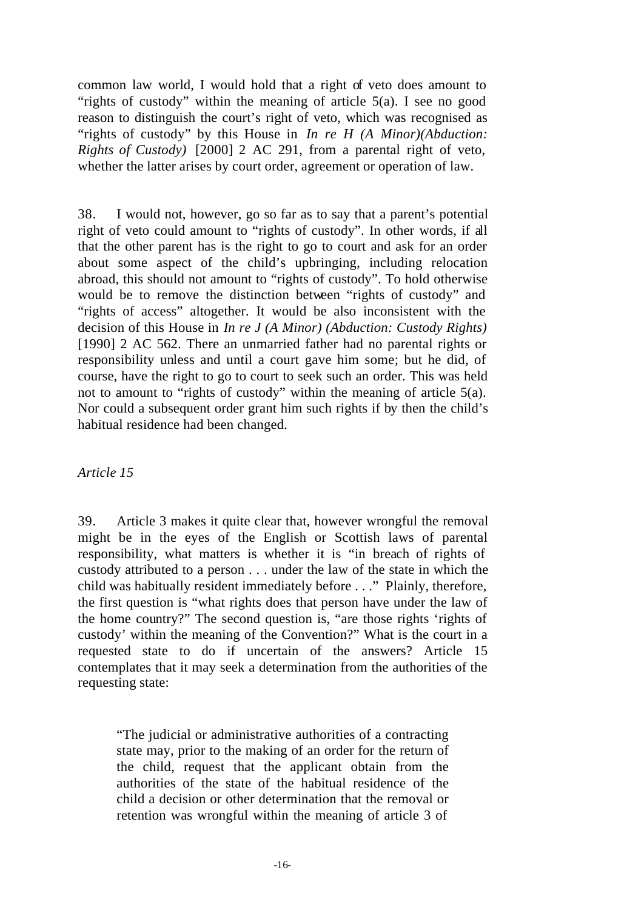common law world, I would hold that a right of veto does amount to "rights of custody" within the meaning of article 5(a). I see no good reason to distinguish the court's right of veto, which was recognised as "rights of custody" by this House in *In re H (A Minor)(Abduction: Rights of Custody)* [2000] 2 AC 291, from a parental right of veto, whether the latter arises by court order, agreement or operation of law.

38. I would not, however, go so far as to say that a parent's potential right of veto could amount to "rights of custody". In other words, if all that the other parent has is the right to go to court and ask for an order about some aspect of the child's upbringing, including relocation abroad, this should not amount to "rights of custody". To hold otherwise would be to remove the distinction between "rights of custody" and "rights of access" altogether. It would be also inconsistent with the decision of this House in *In re J (A Minor) (Abduction: Custody Rights)* [1990] 2 AC 562. There an unmarried father had no parental rights or responsibility unless and until a court gave him some; but he did, of course, have the right to go to court to seek such an order. This was held not to amount to "rights of custody" within the meaning of article 5(a). Nor could a subsequent order grant him such rights if by then the child's habitual residence had been changed.

*Article 15*

39. Article 3 makes it quite clear that, however wrongful the removal might be in the eyes of the English or Scottish laws of parental responsibility, what matters is whether it is "in breach of rights of custody attributed to a person . . . under the law of the state in which the child was habitually resident immediately before . . ." Plainly, therefore, the first question is "what rights does that person have under the law of the home country?" The second question is, "are those rights 'rights of custody' within the meaning of the Convention?" What is the court in a requested state to do if uncertain of the answers? Article 15 contemplates that it may seek a determination from the authorities of the requesting state:

> "The judicial or administrative authorities of a contracting state may, prior to the making of an order for the return of the child, request that the applicant obtain from the authorities of the state of the habitual residence of the child a decision or other determination that the removal or retention was wrongful within the meaning of article 3 of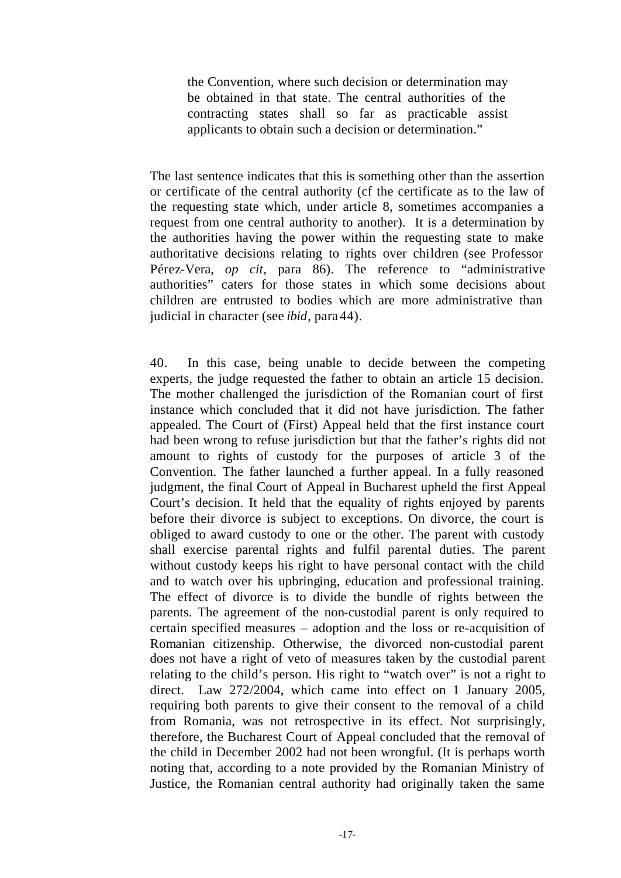> the Convention, where such decision or determination may be obtained in that state. The central authorities of the contracting states shall so far as practicable assist applicants to obtain such a decision or determination."

The last sentence indicates that this is something other than the assertion or certificate of the central authority (cf the certificate as to the law of the requesting state which, under article 8, sometimes accompanies a request from one central authority to another). It is a determination by the authorities having the power within the requesting state to make authoritative decisions relating to rights over children (see Professor Pérez-Vera, *op cit*, para 86). The reference to "administrative authorities" caters for those states in which some decisions about children are entrusted to bodies which are more administrative than judicial in character (see *ibid*, para 44).

40. In this case, being unable to decide between the competing experts, the judge requested the father to obtain an article 15 decision. The mother challenged the jurisdiction of the Romanian court of first instance which concluded that it did not have jurisdiction. The father appealed. The Court of (First) Appeal held that the first instance court had been wrong to refuse jurisdiction but that the father's rights did not amount to rights of custody for the purposes of article 3 of the Convention. The father launched a further appeal. In a fully reasoned judgment, the final Court of Appeal in Bucharest upheld the first Appeal Court's decision. It held that the equality of rights enjoyed by parents before their divorce is subject to exceptions. On divorce, the court is obliged to award custody to one or the other. The parent with custody shall exercise parental rights and fulfil parental duties. The parent without custody keeps his right to have personal contact with the child and to watch over his upbringing, education and professional training. The effect of divorce is to divide the bundle of rights between the parents. The agreement of the non-custodial parent is only required to certain specified measures – adoption and the loss or re-acquisition of Romanian citizenship. Otherwise, the divorced non-custodial parent does not have a right of veto of measures taken by the custodial parent relating to the child's person. His right to "watch over" is not a right to direct. Law 272/2004, which came into effect on 1 January 2005, requiring both parents to give their consent to the removal of a child from Romania, was not retrospective in its effect. Not surprisingly, therefore, the Bucharest Court of Appeal concluded that the removal of the child in December 2002 had not been wrongful. (It is perhaps worth noting that, according to a note provided by the Romanian Ministry of Justice, the Romanian central authority had originally taken the same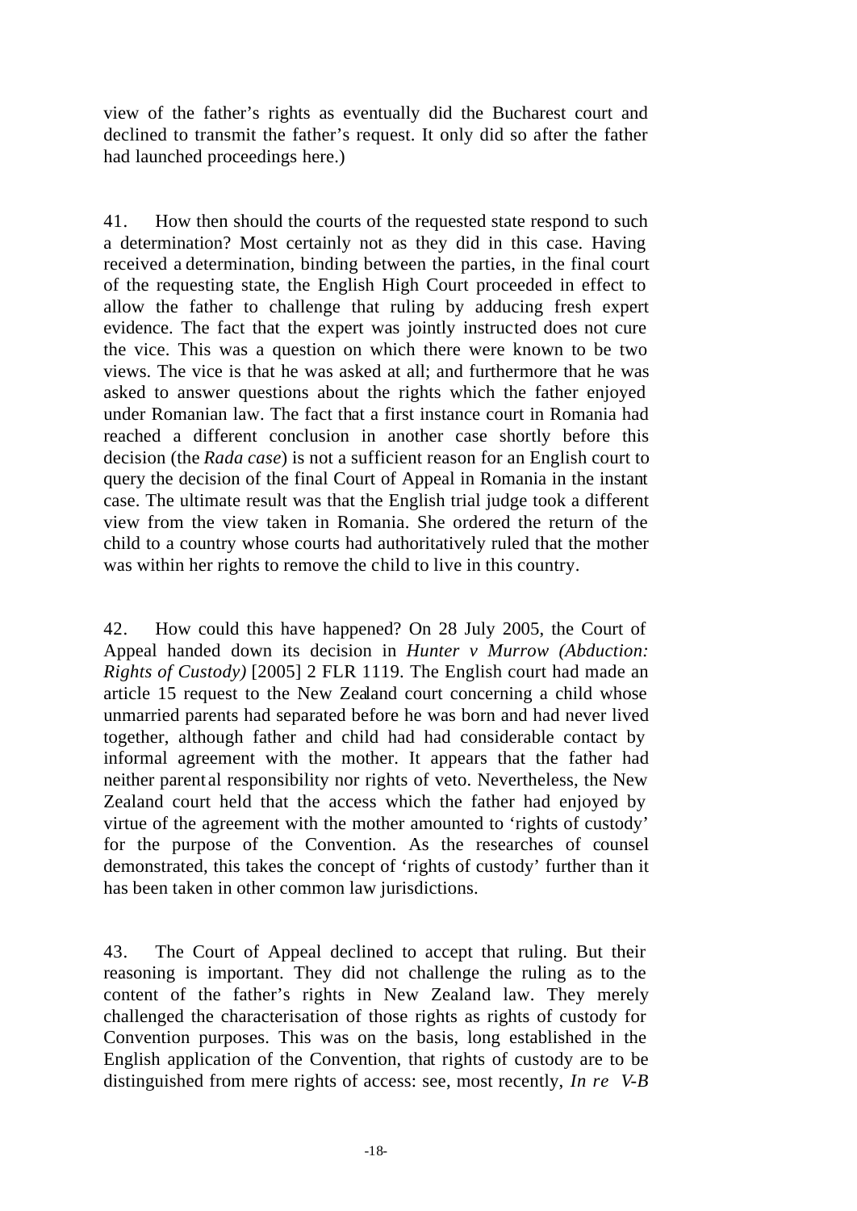view of the father's rights as eventually did the Bucharest court and declined to transmit the father's request. It only did so after the father had launched proceedings here.)

41. How then should the courts of the requested state respond to such a determination? Most certainly not as they did in this case. Having received a determination, binding between the parties, in the final court of the requesting state, the English High Court proceeded in effect to allow the father to challenge that ruling by adducing fresh expert evidence. The fact that the expert was jointly instructed does not cure the vice. This was a question on which there were known to be two views. The vice is that he was asked at all; and furthermore that he was asked to answer questions about the rights which the father enjoyed under Romanian law. The fact that a first instance court in Romania had reached a different conclusion in another case shortly before this decision (the *Rada case*) is not a sufficient reason for an English court to query the decision of the final Court of Appeal in Romania in the instant case. The ultimate result was that the English trial judge took a different view from the view taken in Romania. She ordered the return of the child to a country whose courts had authoritatively ruled that the mother was within her rights to remove the child to live in this country.

42. How could this have happened? On 28 July 2005, the Court of Appeal handed down its decision in *Hunter v Murrow (Abduction: Rights of Custody)* [2005] 2 FLR 1119. The English court had made an article 15 request to the New Zealand court concerning a child whose unmarried parents had separated before he was born and had never lived together, although father and child had had considerable contact by informal agreement with the mother. It appears that the father had neither parental responsibility nor rights of veto. Nevertheless, the New Zealand court held that the access which the father had enjoyed by virtue of the agreement with the mother amounted to 'rights of custody' for the purpose of the Convention. As the researches of counsel demonstrated, this takes the concept of 'rights of custody' further than it has been taken in other common law jurisdictions.

43. The Court of Appeal declined to accept that ruling. But their reasoning is important. They did not challenge the ruling as to the content of the father's rights in New Zealand law. They merely challenged the characterisation of those rights as rights of custody for Convention purposes. This was on the basis, long established in the English application of the Convention, that rights of custody are to be distinguished from mere rights of access: see, most recently, *In re V-B*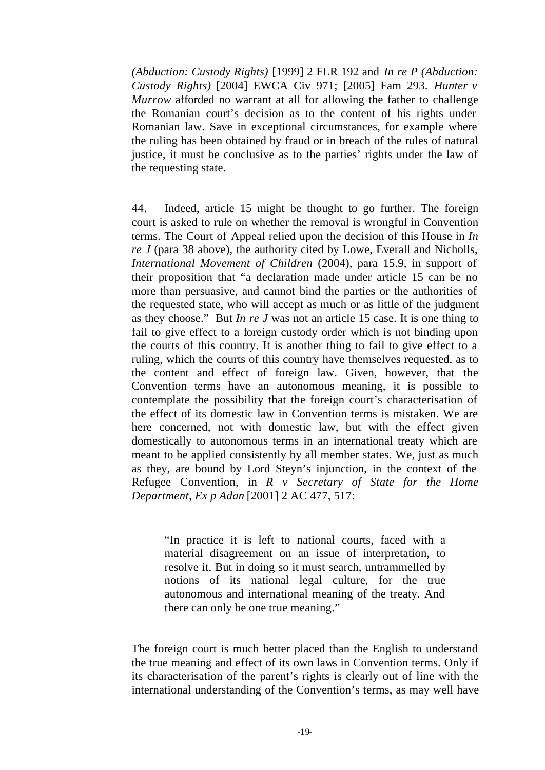*(Abduction: Custody Rights)* [1999] 2 FLR 192 and *In re P (Abduction: Custody Rights)* [2004] EWCA Civ 971; [2005] Fam 293. *Hunter v Murrow* afforded no warrant at all for allowing the father to challenge the Romanian court's decision as to the content of his rights under Romanian law. Save in exceptional circumstances, for example where the ruling has been obtained by fraud or in breach of the rules of natural justice, it must be conclusive as to the parties' rights under the law of the requesting state.

44. Indeed, article 15 might be thought to go further. The foreign court is asked to rule on whether the removal is wrongful in Convention terms. The Court of Appeal relied upon the decision of this House in *In re J* (para 38 above), the authority cited by Lowe, Everall and Nicholls, *International Movement of Children* (2004), para 15.9, in support of their proposition that "a declaration made under article 15 can be no more than persuasive, and cannot bind the parties or the authorities of the requested state, who will accept as much or as little of the judgment as they choose." But *In re J* was not an article 15 case. It is one thing to fail to give effect to a foreign custody order which is not binding upon the courts of this country. It is another thing to fail to give effect to a ruling, which the courts of this country have themselves requested, as to the content and effect of foreign law. Given, however, that the Convention terms have an autonomous meaning, it is possible to contemplate the possibility that the foreign court's characterisation of the effect of its domestic law in Convention terms is mistaken. We are here concerned, not with domestic law, but with the effect given domestically to autonomous terms in an international treaty which are meant to be applied consistently by all member states. We, just as much as they, are bound by Lord Steyn's injunction, in the context of the Refugee Convention, in *R v Secretary of State for the Home Department, Ex p Adan* [2001] 2 AC 477, 517:

> "In practice it is left to national courts, faced with a material disagreement on an issue of interpretation, to resolve it. But in doing so it must search, untrammelled by notions of its national legal culture, for the true autonomous and international meaning of the treaty. And there can only be one true meaning."

The foreign court is much better placed than the English to understand the true meaning and effect of its own laws in Convention terms. Only if its characterisation of the parent's rights is clearly out of line with the international understanding of the Convention's terms, as may well have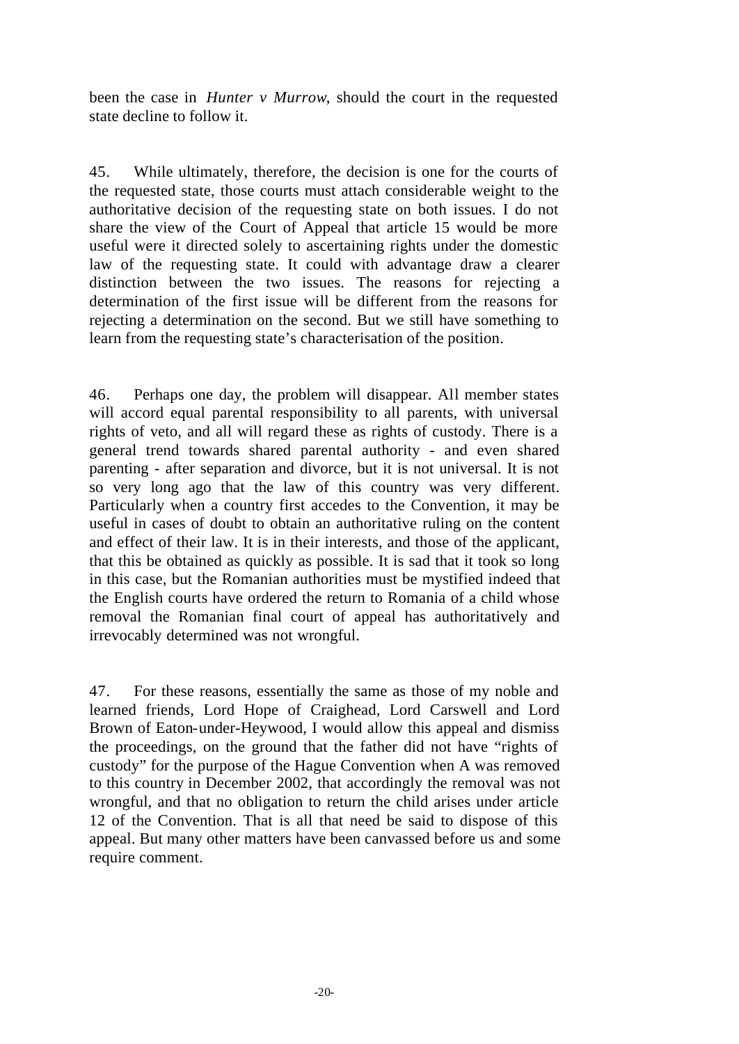been the case in *Hunter v Murrow*, should the court in the requested state decline to follow it.

45. While ultimately, therefore, the decision is one for the courts of the requested state, those courts must attach considerable weight to the authoritative decision of the requesting state on both issues. I do not share the view of the Court of Appeal that article 15 would be more useful were it directed solely to ascertaining rights under the domestic law of the requesting state. It could with advantage draw a clearer distinction between the two issues. The reasons for rejecting a determination of the first issue will be different from the reasons for rejecting a determination on the second. But we still have something to learn from the requesting state's characterisation of the position.

46. Perhaps one day, the problem will disappear. All member states will accord equal parental responsibility to all parents, with universal rights of veto, and all will regard these as rights of custody. There is a general trend towards shared parental authority - and even shared parenting - after separation and divorce, but it is not universal. It is not so very long ago that the law of this country was very different. Particularly when a country first accedes to the Convention, it may be useful in cases of doubt to obtain an authoritative ruling on the content and effect of their law. It is in their interests, and those of the applicant, that this be obtained as quickly as possible. It is sad that it took so long in this case, but the Romanian authorities must be mystified indeed that the English courts have ordered the return to Romania of a child whose removal the Romanian final court of appeal has authoritatively and irrevocably determined was not wrongful.

47. For these reasons, essentially the same as those of my noble and learned friends, Lord Hope of Craighead, Lord Carswell and Lord Brown of Eaton-under-Heywood, I would allow this appeal and dismiss the proceedings, on the ground that the father did not have "rights of custody" for the purpose of the Hague Convention when A was removed to this country in December 2002, that accordingly the removal was not wrongful, and that no obligation to return the child arises under article 12 of the Convention. That is all that need be said to dispose of this appeal. But many other matters have been canvassed before us and some require comment.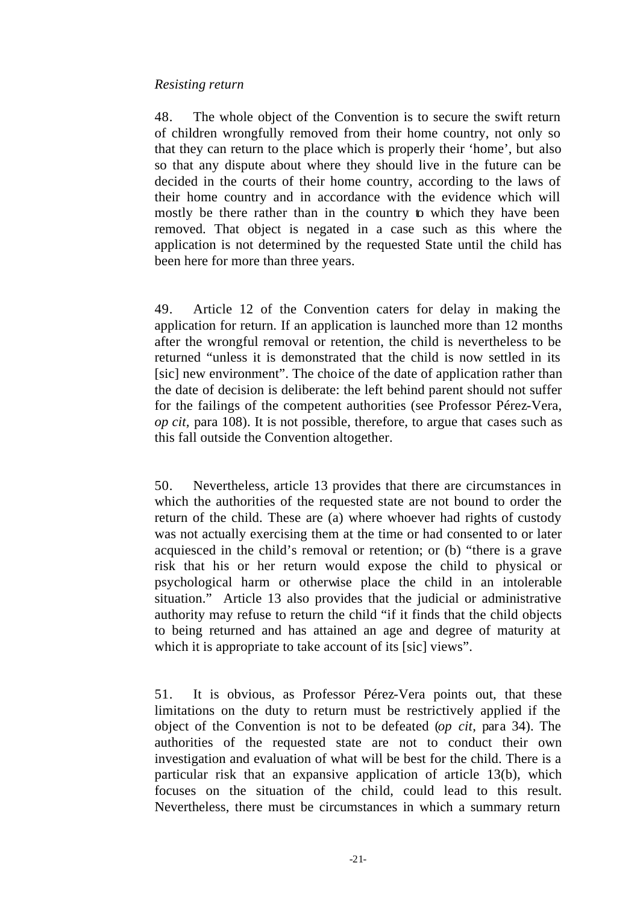*Resisting return*

48. The whole object of the Convention is to secure the swift return of children wrongfully removed from their home country, not only so that they can return to the place which is properly their 'home', but also so that any dispute about where they should live in the future can be decided in the courts of their home country, according to the laws of their home country and in accordance with the evidence which will mostly be there rather than in the country to which they have been removed. That object is negated in a case such as this where the application is not determined by the requested State until the child has been here for more than three years.

49. Article 12 of the Convention caters for delay in making the application for return. If an application is launched more than 12 months after the wrongful removal or retention, the child is nevertheless to be returned "unless it is demonstrated that the child is now settled in its [sic] new environment". The choice of the date of application rather than the date of decision is deliberate: the left behind parent should not suffer for the failings of the competent authorities (see Professor Pérez-Vera, *op cit,* para 108). It is not possible, therefore, to argue that cases such as this fall outside the Convention altogether.

50. Nevertheless, article 13 provides that there are circumstances in which the authorities of the requested state are not bound to order the return of the child. These are (a) where whoever had rights of custody was not actually exercising them at the time or had consented to or later acquiesced in the child's removal or retention; or (b) "there is a grave risk that his or her return would expose the child to physical or psychological harm or otherwise place the child in an intolerable situation." Article 13 also provides that the judicial or administrative authority may refuse to return the child "if it finds that the child objects to being returned and has attained an age and degree of maturity at which it is appropriate to take account of its [sic] views".

51. It is obvious, as Professor Pérez-Vera points out, that these limitations on the duty to return must be restrictively applied if the object of the Convention is not to be defeated (*op cit*, para 34). The authorities of the requested state are not to conduct their own investigation and evaluation of what will be best for the child. There is a particular risk that an expansive application of article 13(b), which focuses on the situation of the child, could lead to this result. Nevertheless, there must be circumstances in which a summary return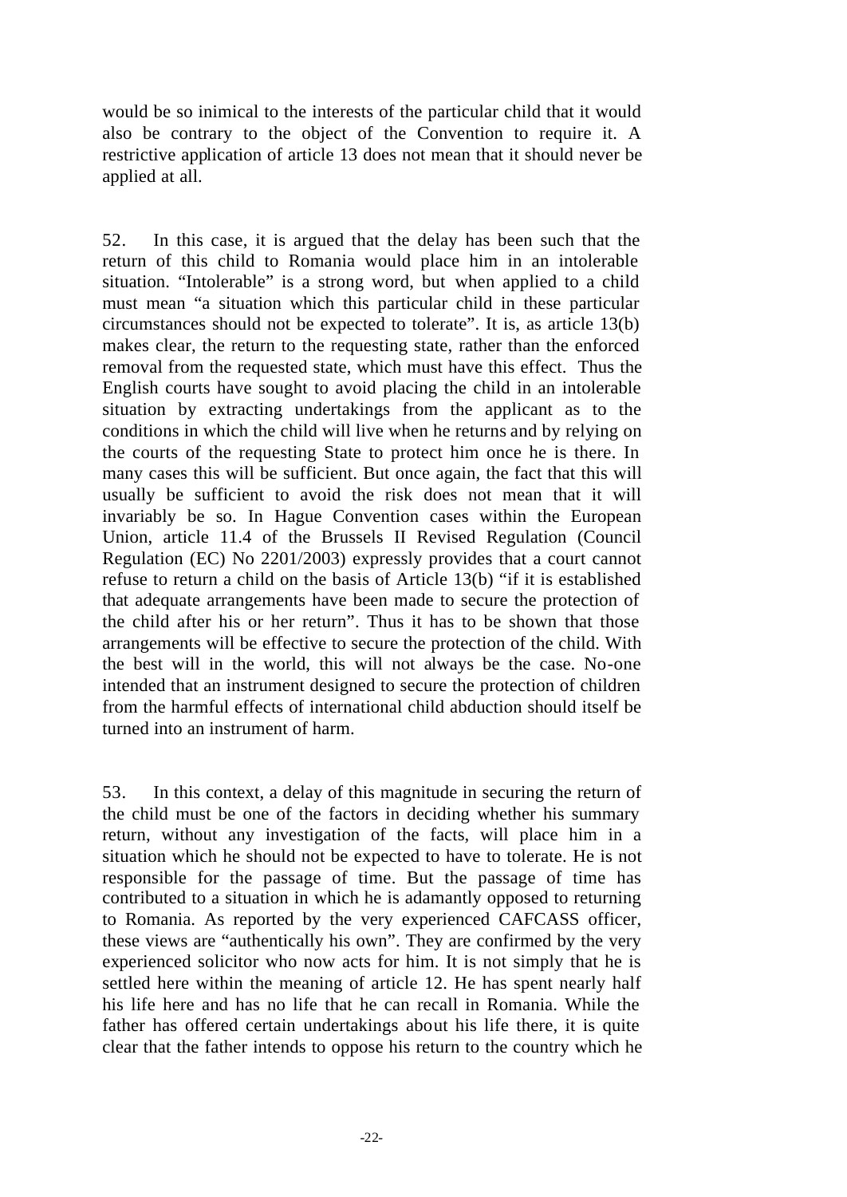would be so inimical to the interests of the particular child that it would also be contrary to the object of the Convention to require it. A restrictive application of article 13 does not mean that it should never be applied at all.

52. In this case, it is argued that the delay has been such that the return of this child to Romania would place him in an intolerable situation. "Intolerable" is a strong word, but when applied to a child must mean "a situation which this particular child in these particular circumstances should not be expected to tolerate". It is, as article 13(b) makes clear, the return to the requesting state, rather than the enforced removal from the requested state, which must have this effect. Thus the English courts have sought to avoid placing the child in an intolerable situation by extracting undertakings from the applicant as to the conditions in which the child will live when he returns and by relying on the courts of the requesting State to protect him once he is there. In many cases this will be sufficient. But once again, the fact that this will usually be sufficient to avoid the risk does not mean that it will invariably be so. In Hague Convention cases within the European Union, article 11.4 of the Brussels II Revised Regulation (Council Regulation (EC) No 2201/2003) expressly provides that a court cannot refuse to return a child on the basis of Article 13(b) "if it is established that adequate arrangements have been made to secure the protection of the child after his or her return". Thus it has to be shown that those arrangements will be effective to secure the protection of the child. With the best will in the world, this will not always be the case. No-one intended that an instrument designed to secure the protection of children from the harmful effects of international child abduction should itself be turned into an instrument of harm.

53. In this context, a delay of this magnitude in securing the return of the child must be one of the factors in deciding whether his summary return, without any investigation of the facts, will place him in a situation which he should not be expected to have to tolerate. He is not responsible for the passage of time. But the passage of time has contributed to a situation in which he is adamantly opposed to returning to Romania. As reported by the very experienced CAFCASS officer, these views are "authentically his own". They are confirmed by the very experienced solicitor who now acts for him. It is not simply that he is settled here within the meaning of article 12. He has spent nearly half his life here and has no life that he can recall in Romania. While the father has offered certain undertakings about his life there, it is quite clear that the father intends to oppose his return to the country which he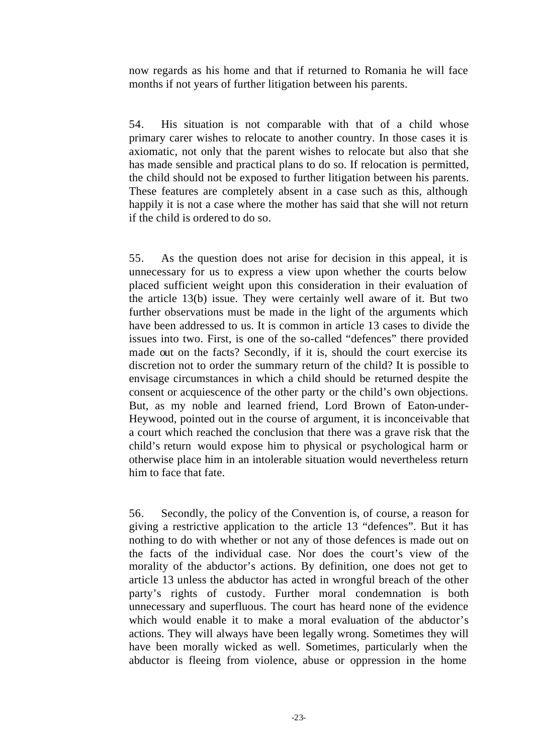now regards as his home and that if returned to Romania he will face months if not years of further litigation between his parents.

54. His situation is not comparable with that of a child whose primary carer wishes to relocate to another country. In those cases it is axiomatic, not only that the parent wishes to relocate but also that she has made sensible and practical plans to do so. If relocation is permitted, the child should not be exposed to further litigation between his parents. These features are completely absent in a case such as this, although happily it is not a case where the mother has said that she will not return if the child is ordered to do so.

55. As the question does not arise for decision in this appeal, it is unnecessary for us to express a view upon whether the courts below placed sufficient weight upon this consideration in their evaluation of the article 13(b) issue. They were certainly well aware of it. But two further observations must be made in the light of the arguments which have been addressed to us. It is common in article 13 cases to divide the issues into two. First, is one of the so-called "defences" there provided made out on the facts? Secondly, if it is, should the court exercise its discretion not to order the summary return of the child? It is possible to envisage circumstances in which a child should be returned despite the consent or acquiescence of the other party or the child's own objections. But, as my noble and learned friend, Lord Brown of Eaton-under-Heywood, pointed out in the course of argument, it is inconceivable that a court which reached the conclusion that there was a grave risk that the child's return would expose him to physical or psychological harm or otherwise place him in an intolerable situation would nevertheless return him to face that fate.

56. Secondly, the policy of the Convention is, of course, a reason for giving a restrictive application to the article 13 "defences". But it has nothing to do with whether or not any of those defences is made out on the facts of the individual case. Nor does the court's view of the morality of the abductor's actions. By definition, one does not get to article 13 unless the abductor has acted in wrongful breach of the other party's rights of custody. Further moral condemnation is both unnecessary and superfluous. The court has heard none of the evidence which would enable it to make a moral evaluation of the abductor's actions. They will always have been legally wrong. Sometimes they will have been morally wicked as well. Sometimes, particularly when the abductor is fleeing from violence, abuse or oppression in the home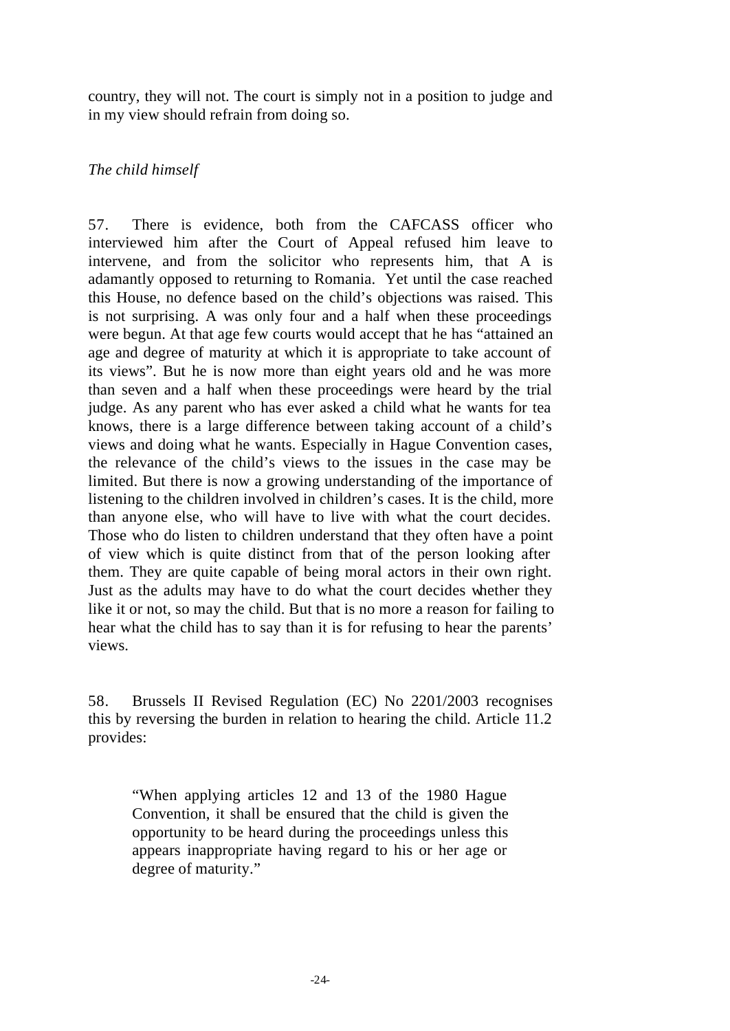country, they will not. The court is simply not in a position to judge and in my view should refrain from doing so.

*The child himself*

57. There is evidence, both from the CAFCASS officer who interviewed him after the Court of Appeal refused him leave to intervene, and from the solicitor who represents him, that A is adamantly opposed to returning to Romania. Yet until the case reached this House, no defence based on the child's objections was raised. This is not surprising. A was only four and a half when these proceedings were begun. At that age few courts would accept that he has "attained an age and degree of maturity at which it is appropriate to take account of its views". But he is now more than eight years old and he was more than seven and a half when these proceedings were heard by the trial judge. As any parent who has ever asked a child what he wants for tea knows, there is a large difference between taking account of a child's views and doing what he wants. Especially in Hague Convention cases, the relevance of the child's views to the issues in the case may be limited. But there is now a growing understanding of the importance of listening to the children involved in children's cases. It is the child, more than anyone else, who will have to live with what the court decides. Those who do listen to children understand that they often have a point of view which is quite distinct from that of the person looking after them. They are quite capable of being moral actors in their own right. Just as the adults may have to do what the court decides whether they like it or not, so may the child. But that is no more a reason for failing to hear what the child has to say than it is for refusing to hear the parents' views.

58. Brussels II Revised Regulation (EC) No 2201/2003 recognises this by reversing the burden in relation to hearing the child. Article 11.2 provides:

> "When applying articles 12 and 13 of the 1980 Hague Convention, it shall be ensured that the child is given the opportunity to be heard during the proceedings unless this appears inappropriate having regard to his or her age or degree of maturity."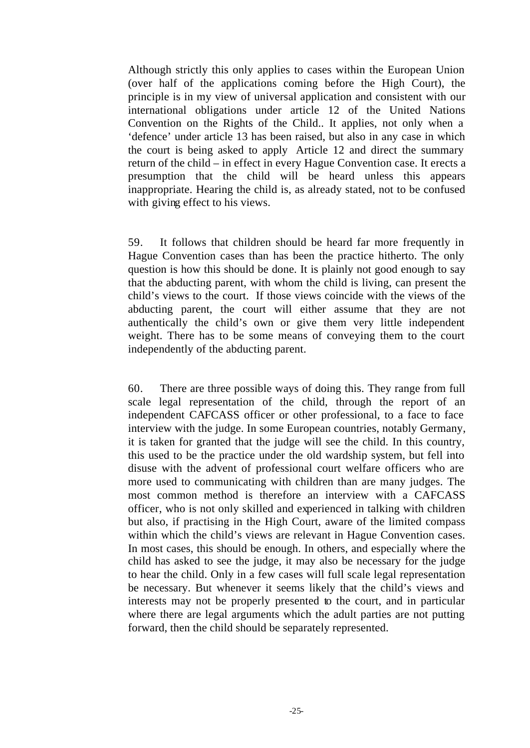Although strictly this only applies to cases within the European Union (over half of the applications coming before the High Court), the principle is in my view of universal application and consistent with our international obligations under article 12 of the United Nations Convention on the Rights of the Child.. It applies, not only when a 'defence' under article 13 has been raised, but also in any case in which the court is being asked to apply Article 12 and direct the summary return of the child – in effect in every Hague Convention case. It erects a presumption that the child will be heard unless this appears inappropriate. Hearing the child is, as already stated, not to be confused with giving effect to his views.

59. It follows that children should be heard far more frequently in Hague Convention cases than has been the practice hitherto. The only question is how this should be done. It is plainly not good enough to say that the abducting parent, with whom the child is living, can present the child's views to the court. If those views coincide with the views of the abducting parent, the court will either assume that they are not authentically the child's own or give them very little independent weight. There has to be some means of conveying them to the court independently of the abducting parent.

60. There are three possible ways of doing this. They range from full scale legal representation of the child, through the report of an independent CAFCASS officer or other professional, to a face to face interview with the judge. In some European countries, notably Germany, it is taken for granted that the judge will see the child. In this country, this used to be the practice under the old wardship system, but fell into disuse with the advent of professional court welfare officers who are more used to communicating with children than are many judges. The most common method is therefore an interview with a CAFCASS officer, who is not only skilled and experienced in talking with children but also, if practising in the High Court, aware of the limited compass within which the child's views are relevant in Hague Convention cases. In most cases, this should be enough. In others, and especially where the child has asked to see the judge, it may also be necessary for the judge to hear the child. Only in a few cases will full scale legal representation be necessary. But whenever it seems likely that the child's views and interests may not be properly presented to the court, and in particular where there are legal arguments which the adult parties are not putting forward, then the child should be separately represented.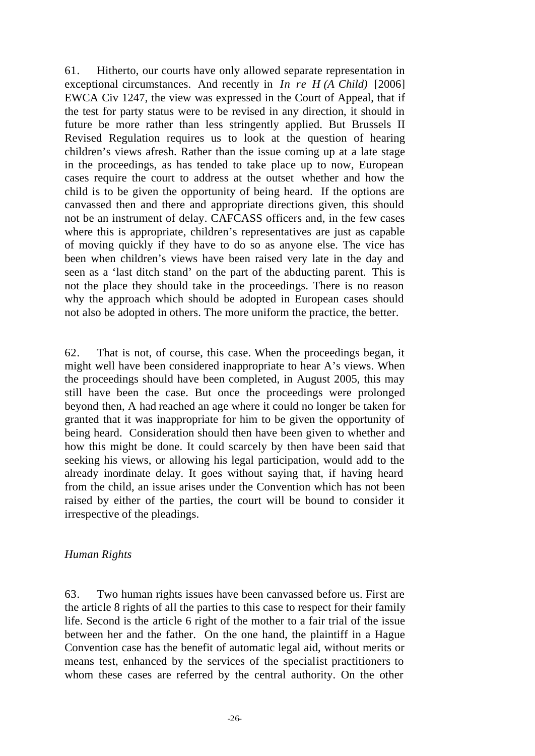61. Hitherto, our courts have only allowed separate representation in exceptional circumstances. And recently in *In re H (A Child)* [2006] EWCA Civ 1247, the view was expressed in the Court of Appeal, that if the test for party status were to be revised in any direction, it should in future be more rather than less stringently applied. But Brussels II Revised Regulation requires us to look at the question of hearing children's views afresh. Rather than the issue coming up at a late stage in the proceedings, as has tended to take place up to now, European cases require the court to address at the outset whether and how the child is to be given the opportunity of being heard. If the options are canvassed then and there and appropriate directions given, this should not be an instrument of delay. CAFCASS officers and, in the few cases where this is appropriate, children's representatives are just as capable of moving quickly if they have to do so as anyone else. The vice has been when children's views have been raised very late in the day and seen as a 'last ditch stand' on the part of the abducting parent. This is not the place they should take in the proceedings. There is no reason why the approach which should be adopted in European cases should not also be adopted in others. The more uniform the practice, the better.

62. That is not, of course, this case. When the proceedings began, it might well have been considered inappropriate to hear A's views. When the proceedings should have been completed, in August 2005, this may still have been the case. But once the proceedings were prolonged beyond then, A had reached an age where it could no longer be taken for granted that it was inappropriate for him to be given the opportunity of being heard. Consideration should then have been given to whether and how this might be done. It could scarcely by then have been said that seeking his views, or allowing his legal participation, would add to the already inordinate delay. It goes without saying that, if having heard from the child, an issue arises under the Convention which has not been raised by either of the parties, the court will be bound to consider it irrespective of the pleadings.

*Human Rights*

63. Two human rights issues have been canvassed before us. First are the article 8 rights of all the parties to this case to respect for their family life. Second is the article 6 right of the mother to a fair trial of the issue between her and the father. On the one hand, the plaintiff in a Hague Convention case has the benefit of automatic legal aid, without merits or means test, enhanced by the services of the specialist practitioners to whom these cases are referred by the central authority. On the other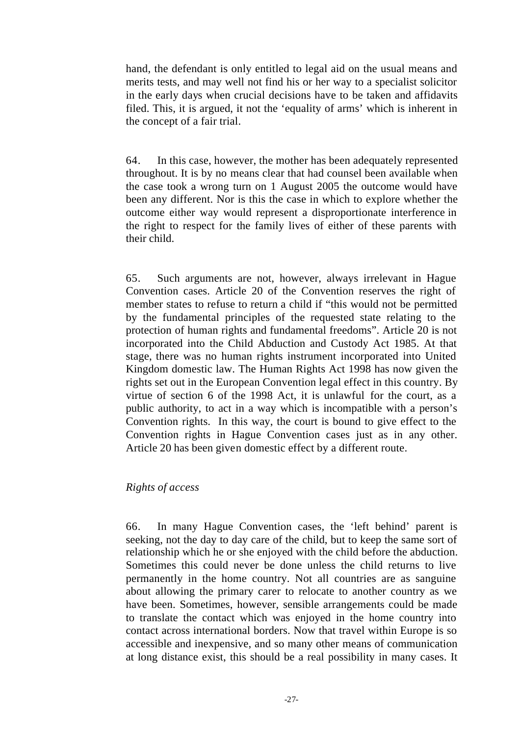hand, the defendant is only entitled to legal aid on the usual means and merits tests, and may well not find his or her way to a specialist solicitor in the early days when crucial decisions have to be taken and affidavits filed. This, it is argued, it not the 'equality of arms' which is inherent in the concept of a fair trial.

64. In this case, however, the mother has been adequately represented throughout. It is by no means clear that had counsel been available when the case took a wrong turn on 1 August 2005 the outcome would have been any different. Nor is this the case in which to explore whether the outcome either way would represent a disproportionate interference in the right to respect for the family lives of either of these parents with their child.

65. Such arguments are not, however, always irrelevant in Hague Convention cases. Article 20 of the Convention reserves the right of member states to refuse to return a child if "this would not be permitted by the fundamental principles of the requested state relating to the protection of human rights and fundamental freedoms". Article 20 is not incorporated into the Child Abduction and Custody Act 1985. At that stage, there was no human rights instrument incorporated into United Kingdom domestic law. The Human Rights Act 1998 has now given the rights set out in the European Convention legal effect in this country. By virtue of section 6 of the 1998 Act, it is unlawful for the court, as a public authority, to act in a way which is incompatible with a person's Convention rights. In this way, the court is bound to give effect to the Convention rights in Hague Convention cases just as in any other. Article 20 has been given domestic effect by a different route.

*Rights of access*

66. In many Hague Convention cases, the 'left behind' parent is seeking, not the day to day care of the child, but to keep the same sort of relationship which he or she enjoyed with the child before the abduction. Sometimes this could never be done unless the child returns to live permanently in the home country. Not all countries are as sanguine about allowing the primary carer to relocate to another country as we have been. Sometimes, however, sensible arrangements could be made to translate the contact which was enjoyed in the home country into contact across international borders. Now that travel within Europe is so accessible and inexpensive, and so many other means of communication at long distance exist, this should be a real possibility in many cases. It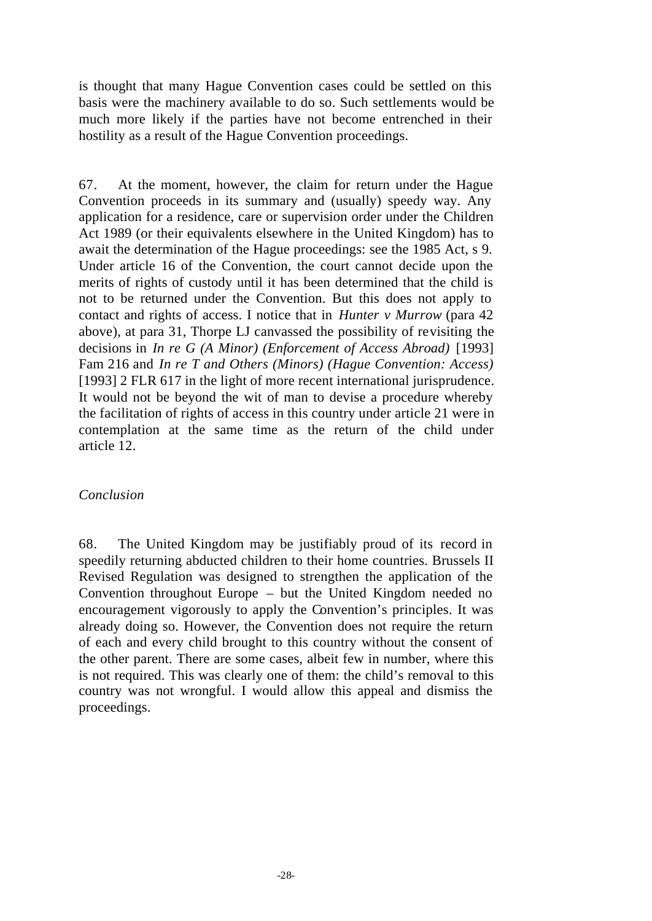is thought that many Hague Convention cases could be settled on this basis were the machinery available to do so. Such settlements would be much more likely if the parties have not become entrenched in their hostility as a result of the Hague Convention proceedings.

67. At the moment, however, the claim for return under the Hague Convention proceeds in its summary and (usually) speedy way. Any application for a residence, care or supervision order under the Children Act 1989 (or their equivalents elsewhere in the United Kingdom) has to await the determination of the Hague proceedings: see the 1985 Act, s 9. Under article 16 of the Convention, the court cannot decide upon the merits of rights of custody until it has been determined that the child is not to be returned under the Convention. But this does not apply to contact and rights of access. I notice that in *Hunter v Murrow* (para 42 above), at para 31, Thorpe LJ canvassed the possibility of revisiting the decisions in *In re G (A Minor) (Enforcement of Access Abroad)* [1993] Fam 216 and *In re T and Others (Minors) (Hague Convention: Access)* [1993] 2 FLR 617 in the light of more recent international jurisprudence. It would not be beyond the wit of man to devise a procedure whereby the facilitation of rights of access in this country under article 21 were in contemplation at the same time as the return of the child under article 12.

*Conclusion*

68. The United Kingdom may be justifiably proud of its record in speedily returning abducted children to their home countries. Brussels II Revised Regulation was designed to strengthen the application of the Convention throughout Europe – but the United Kingdom needed no encouragement vigorously to apply the Convention's principles. It was already doing so. However, the Convention does not require the return of each and every child brought to this country without the consent of the other parent. There are some cases, albeit few in number, where this is not required. This was clearly one of them: the child's removal to this country was not wrongful. I would allow this appeal and dismiss the proceedings.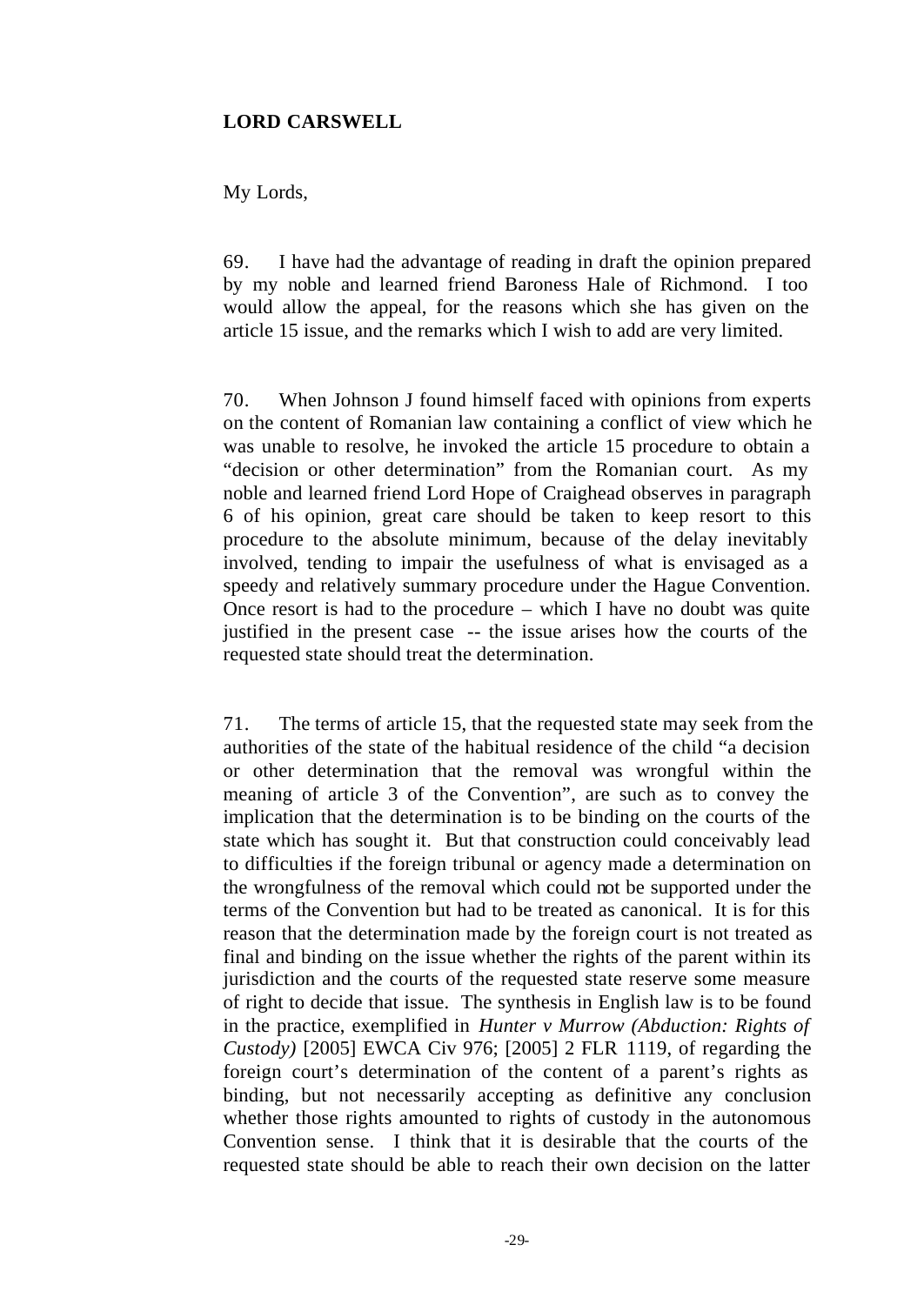**LORD CARSWELL**

My Lords,

69. I have had the advantage of reading in draft the opinion prepared by my noble and learned friend Baroness Hale of Richmond. I too would allow the appeal, for the reasons which she has given on the article 15 issue, and the remarks which I wish to add are very limited.

70. When Johnson J found himself faced with opinions from experts on the content of Romanian law containing a conflict of view which he was unable to resolve, he invoked the article 15 procedure to obtain a "decision or other determination" from the Romanian court. As my noble and learned friend Lord Hope of Craighead observes in paragraph 6 of his opinion, great care should be taken to keep resort to this procedure to the absolute minimum, because of the delay inevitably involved, tending to impair the usefulness of what is envisaged as a speedy and relatively summary procedure under the Hague Convention. Once resort is had to the procedure – which I have no doubt was quite justified in the present case -- the issue arises how the courts of the requested state should treat the determination.

71. The terms of article 15, that the requested state may seek from the authorities of the state of the habitual residence of the child "a decision or other determination that the removal was wrongful within the meaning of article 3 of the Convention", are such as to convey the implication that the determination is to be binding on the courts of the state which has sought it. But that construction could conceivably lead to difficulties if the foreign tribunal or agency made a determination on the wrongfulness of the removal which could not be supported under the terms of the Convention but had to be treated as canonical. It is for this reason that the determination made by the foreign court is not treated as final and binding on the issue whether the rights of the parent within its jurisdiction and the courts of the requested state reserve some measure of right to decide that issue. The synthesis in English law is to be found in the practice, exemplified in *Hunter v Murrow (Abduction: Rights of Custody)* [2005] EWCA Civ 976; [2005] 2 FLR 1119, of regarding the foreign court's determination of the content of a parent's rights as binding, but not necessarily accepting as definitive any conclusion whether those rights amounted to rights of custody in the autonomous Convention sense. I think that it is desirable that the courts of the requested state should be able to reach their own decision on the latter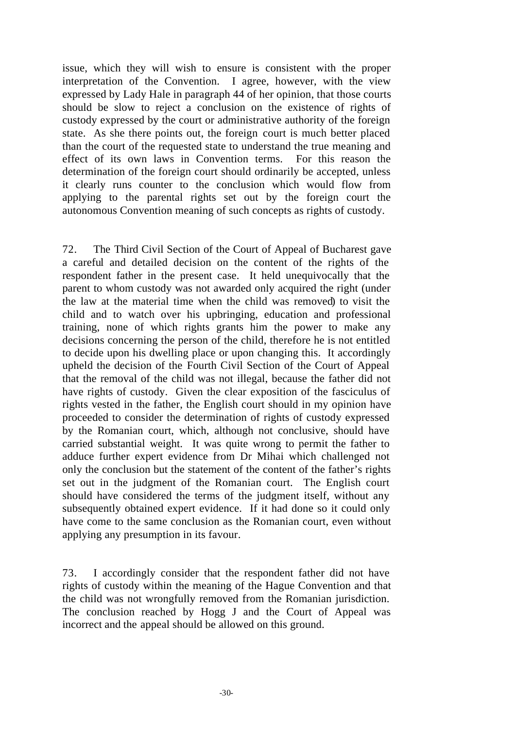issue, which they will wish to ensure is consistent with the proper interpretation of the Convention. I agree, however, with the view expressed by Lady Hale in paragraph 44 of her opinion, that those courts should be slow to reject a conclusion on the existence of rights of custody expressed by the court or administrative authority of the foreign state. As she there points out, the foreign court is much better placed than the court of the requested state to understand the true meaning and effect of its own laws in Convention terms. For this reason the determination of the foreign court should ordinarily be accepted, unless it clearly runs counter to the conclusion which would flow from applying to the parental rights set out by the foreign court the autonomous Convention meaning of such concepts as rights of custody.

72. The Third Civil Section of the Court of Appeal of Bucharest gave a careful and detailed decision on the content of the rights of the respondent father in the present case. It held unequivocally that the parent to whom custody was not awarded only acquired the right (under the law at the material time when the child was removed) to visit the child and to watch over his upbringing, education and professional training, none of which rights grants him the power to make any decisions concerning the person of the child, therefore he is not entitled to decide upon his dwelling place or upon changing this. It accordingly upheld the decision of the Fourth Civil Section of the Court of Appeal that the removal of the child was not illegal, because the father did not have rights of custody. Given the clear exposition of the fasciculus of rights vested in the father, the English court should in my opinion have proceeded to consider the determination of rights of custody expressed by the Romanian court, which, although not conclusive, should have carried substantial weight. It was quite wrong to permit the father to adduce further expert evidence from Dr Mihai which challenged not only the conclusion but the statement of the content of the father's rights set out in the judgment of the Romanian court. The English court should have considered the terms of the judgment itself, without any subsequently obtained expert evidence. If it had done so it could only have come to the same conclusion as the Romanian court, even without applying any presumption in its favour.

73. I accordingly consider that the respondent father did not have rights of custody within the meaning of the Hague Convention and that the child was not wrongfully removed from the Romanian jurisdiction. The conclusion reached by Hogg J and the Court of Appeal was incorrect and the appeal should be allowed on this ground.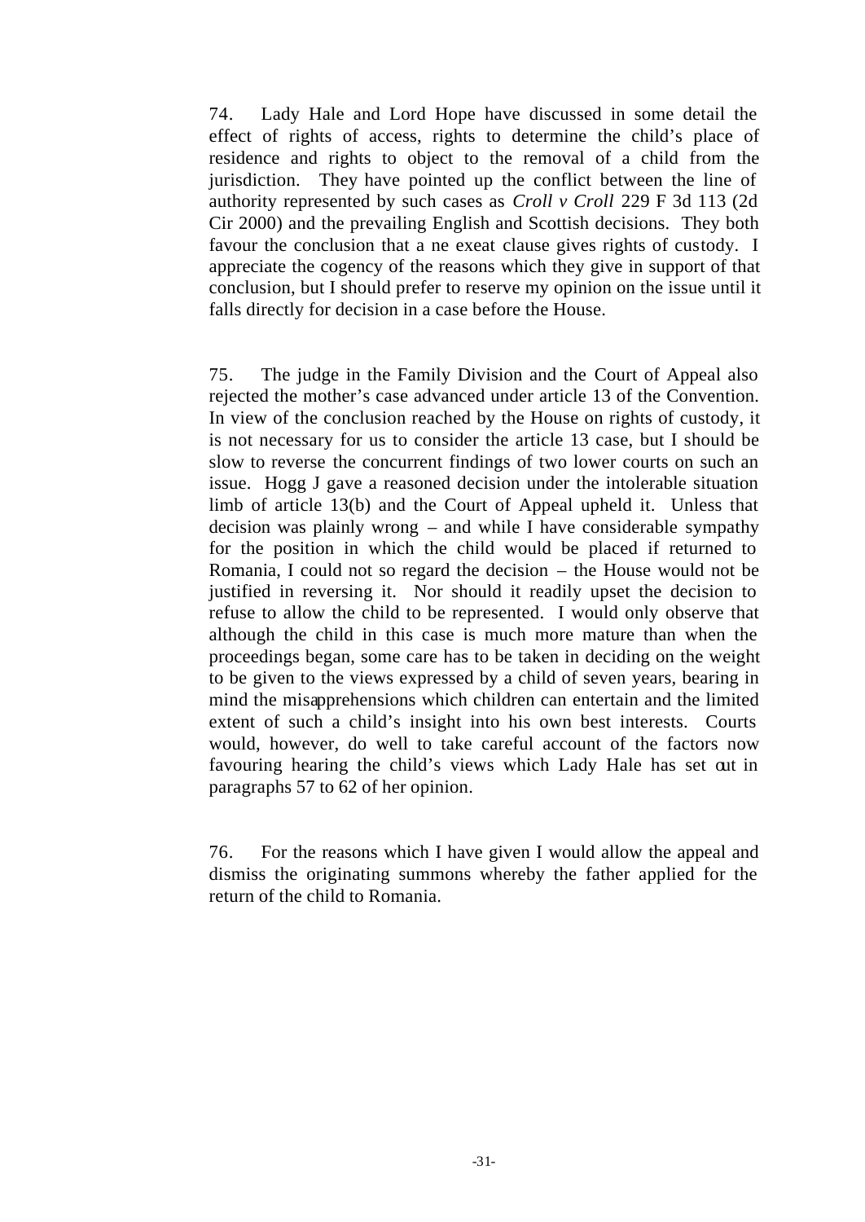74. Lady Hale and Lord Hope have discussed in some detail the effect of rights of access, rights to determine the child's place of residence and rights to object to the removal of a child from the jurisdiction. They have pointed up the conflict between the line of authority represented by such cases as *Croll v Croll* 229 F 3d 113 (2d Cir 2000) and the prevailing English and Scottish decisions. They both favour the conclusion that a ne exeat clause gives rights of custody. I appreciate the cogency of the reasons which they give in support of that conclusion, but I should prefer to reserve my opinion on the issue until it falls directly for decision in a case before the House.

75. The judge in the Family Division and the Court of Appeal also rejected the mother's case advanced under article 13 of the Convention. In view of the conclusion reached by the House on rights of custody, it is not necessary for us to consider the article 13 case, but I should be slow to reverse the concurrent findings of two lower courts on such an issue. Hogg J gave a reasoned decision under the intolerable situation limb of article 13(b) and the Court of Appeal upheld it. Unless that decision was plainly wrong – and while I have considerable sympathy for the position in which the child would be placed if returned to Romania, I could not so regard the decision – the House would not be justified in reversing it. Nor should it readily upset the decision to refuse to allow the child to be represented. I would only observe that although the child in this case is much more mature than when the proceedings began, some care has to be taken in deciding on the weight to be given to the views expressed by a child of seven years, bearing in mind the misapprehensions which children can entertain and the limited extent of such a child's insight into his own best interests. Courts would, however, do well to take careful account of the factors now favouring hearing the child's views which Lady Hale has set out in paragraphs 57 to 62 of her opinion.

76. For the reasons which I have given I would allow the appeal and dismiss the originating summons whereby the father applied for the return of the child to Romania.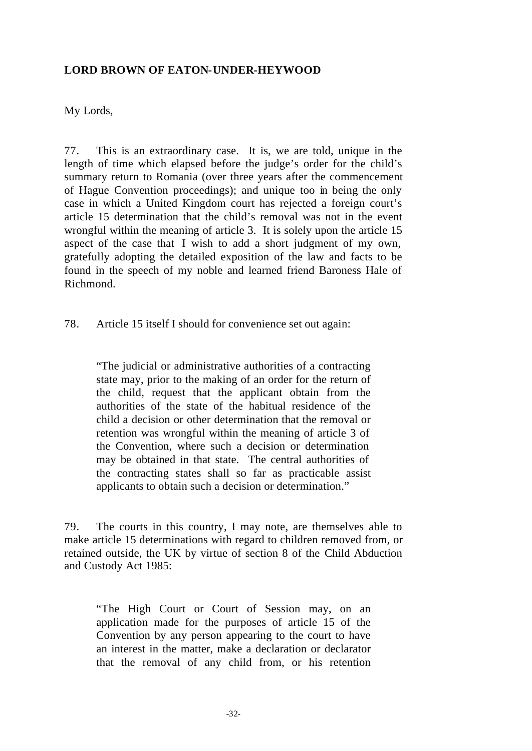**LORD BROWN OF EATON-UNDER-HEYWOOD**

My Lords,

77. This is an extraordinary case. It is, we are told, unique in the length of time which elapsed before the judge's order for the child's summary return to Romania (over three years after the commencement of Hague Convention proceedings); and unique too in being the only case in which a United Kingdom court has rejected a foreign court's article 15 determination that the child's removal was not in the event wrongful within the meaning of article 3. It is solely upon the article 15 aspect of the case that I wish to add a short judgment of my own, gratefully adopting the detailed exposition of the law and facts to be found in the speech of my noble and learned friend Baroness Hale of Richmond.

78. Article 15 itself I should for convenience set out again:

> "The judicial or administrative authorities of a contracting state may, prior to the making of an order for the return of the child, request that the applicant obtain from the authorities of the state of the habitual residence of the child a decision or other determination that the removal or retention was wrongful within the meaning of article 3 of the Convention, where such a decision or determination may be obtained in that state. The central authorities of the contracting states shall so far as practicable assist applicants to obtain such a decision or determination."

79. The courts in this country, I may note, are themselves able to make article 15 determinations with regard to children removed from, or retained outside, the UK by virtue of section 8 of the Child Abduction and Custody Act 1985:

> "The High Court or Court of Session may, on an application made for the purposes of article 15 of the Convention by any person appearing to the court to have an interest in the matter, make a declaration or declarator that the removal of any child from, or his retention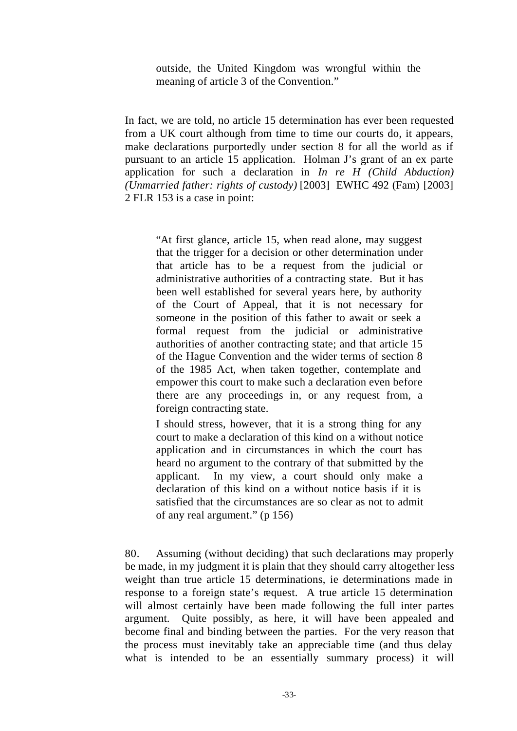> outside, the United Kingdom was wrongful within the meaning of article 3 of the Convention."

In fact, we are told, no article 15 determination has ever been requested from a UK court although from time to time our courts do, it appears, make declarations purportedly under section 8 for all the world as if pursuant to an article 15 application. Holman J's grant of an ex parte application for such a declaration in *In re H (Child Abduction) (Unmarried father: rights of custody)* [2003] EWHC 492 (Fam) [2003] 2 FLR 153 is a case in point:

> "At first glance, article 15, when read alone, may suggest that the trigger for a decision or other determination under that article has to be a request from the judicial or administrative authorities of a contracting state. But it has been well established for several years here, by authority of the Court of Appeal, that it is not necessary for someone in the position of this father to await or seek a formal request from the judicial or administrative authorities of another contracting state; and that article 15 of the Hague Convention and the wider terms of section 8 of the 1985 Act, when taken together, contemplate and empower this court to make such a declaration even before there are any proceedings in, or any request from, a foreign contracting state.
>
> I should stress, however, that it is a strong thing for any court to make a declaration of this kind on a without notice application and in circumstances in which the court has heard no argument to the contrary of that submitted by the applicant. In my view, a court should only make a declaration of this kind on a without notice basis if it is satisfied that the circumstances are so clear as not to admit of any real argument." (p 156)

80. Assuming (without deciding) that such declarations may properly be made, in my judgment it is plain that they should carry altogether less weight than true article 15 determinations, ie determinations made in response to a foreign state's request. A true article 15 determination will almost certainly have been made following the full inter partes argument. Quite possibly, as here, it will have been appealed and become final and binding between the parties. For the very reason that the process must inevitably take an appreciable time (and thus delay what is intended to be an essentially summary process) it will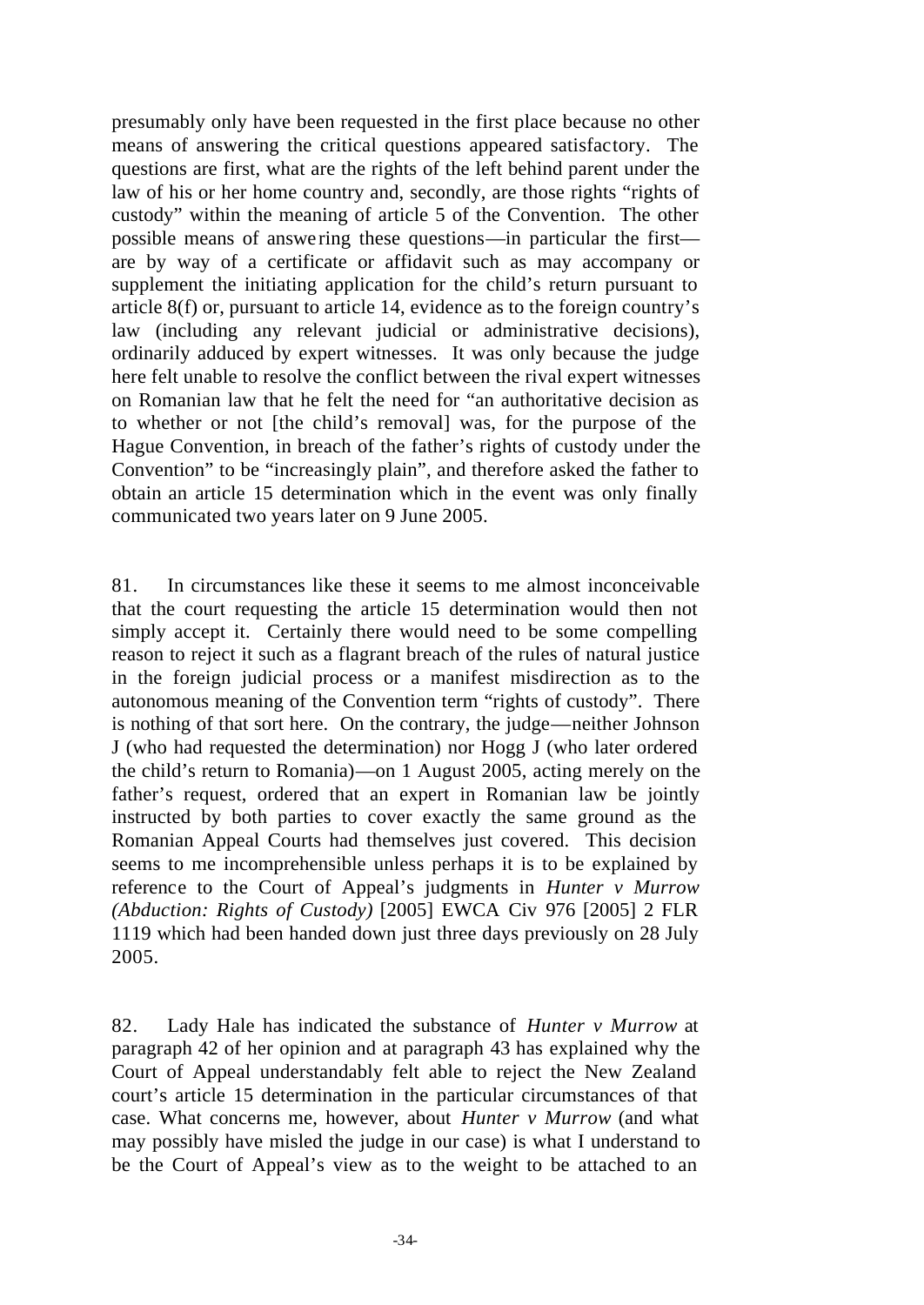presumably only have been requested in the first place because no other means of answering the critical questions appeared satisfactory. The questions are first, what are the rights of the left behind parent under the law of his or her home country and, secondly, are those rights "rights of custody" within the meaning of article 5 of the Convention. The other possible means of answering these questions—in particular the first—are by way of a certificate or affidavit such as may accompany or supplement the initiating application for the child's return pursuant to article 8(f) or, pursuant to article 14, evidence as to the foreign country's law (including any relevant judicial or administrative decisions), ordinarily adduced by expert witnesses. It was only because the judge here felt unable to resolve the conflict between the rival expert witnesses on Romanian law that he felt the need for "an authoritative decision as to whether or not [the child's removal] was, for the purpose of the Hague Convention, in breach of the father's rights of custody under the Convention" to be "increasingly plain", and therefore asked the father to obtain an article 15 determination which in the event was only finally communicated two years later on 9 June 2005.

81. In circumstances like these it seems to me almost inconceivable that the court requesting the article 15 determination would then not simply accept it. Certainly there would need to be some compelling reason to reject it such as a flagrant breach of the rules of natural justice in the foreign judicial process or a manifest misdirection as to the autonomous meaning of the Convention term "rights of custody". There is nothing of that sort here. On the contrary, the judge—neither Johnson J (who had requested the determination) nor Hogg J (who later ordered the child's return to Romania)—on 1 August 2005, acting merely on the father's request, ordered that an expert in Romanian law be jointly instructed by both parties to cover exactly the same ground as the Romanian Appeal Courts had themselves just covered. This decision seems to me incomprehensible unless perhaps it is to be explained by reference to the Court of Appeal's judgments in *Hunter v Murrow (Abduction: Rights of Custody)* [2005] EWCA Civ 976 [2005] 2 FLR 1119 which had been handed down just three days previously on 28 July 2005.

82. Lady Hale has indicated the substance of *Hunter v Murrow* at paragraph 42 of her opinion and at paragraph 43 has explained why the Court of Appeal understandably felt able to reject the New Zealand court's article 15 determination in the particular circumstances of that case. What concerns me, however, about *Hunter v Murrow* (and what may possibly have misled the judge in our case) is what I understand to be the Court of Appeal's view as to the weight to be attached to an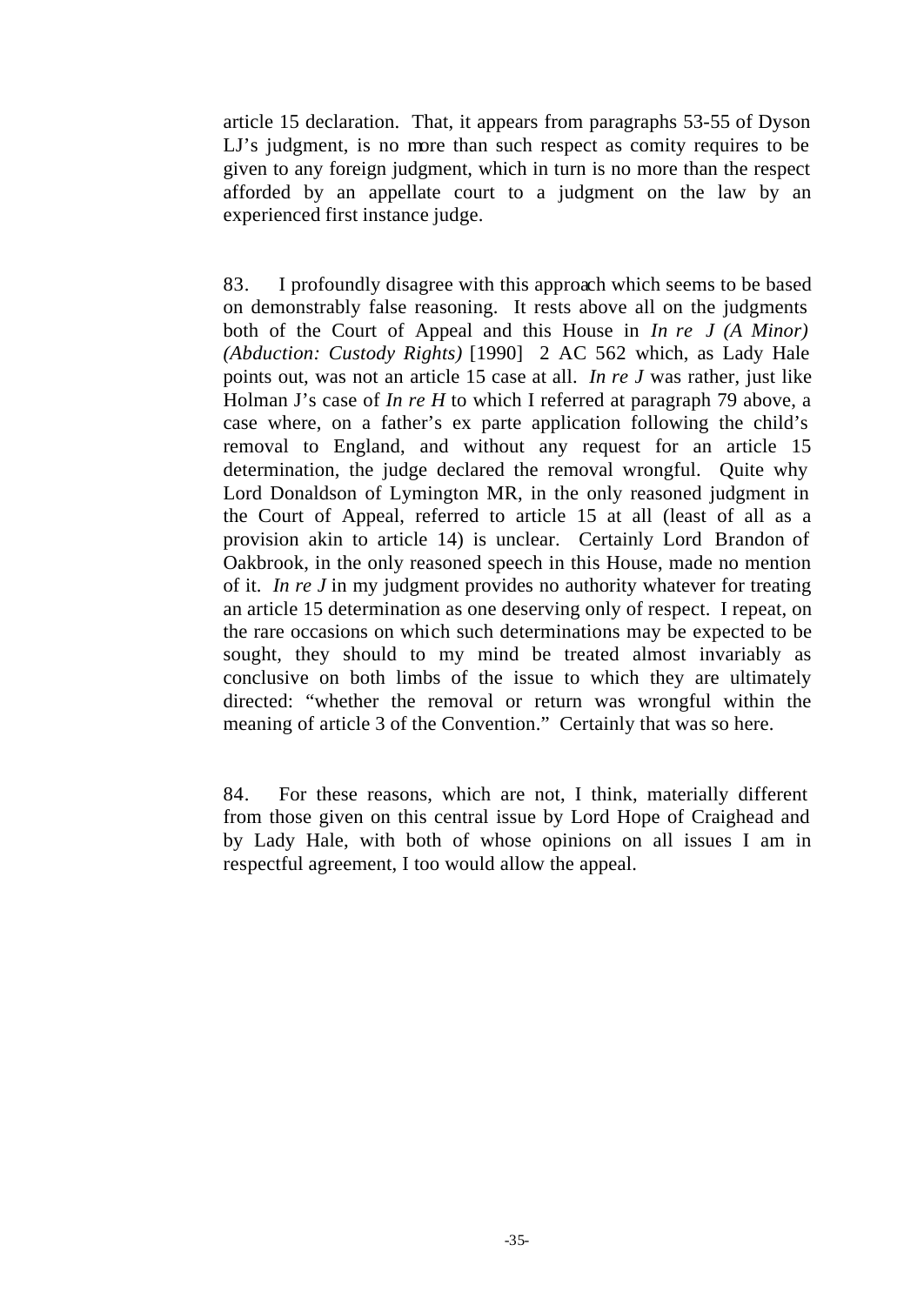article 15 declaration. That, it appears from paragraphs 53-55 of Dyson LJ's judgment, is no more than such respect as comity requires to be given to any foreign judgment, which in turn is no more than the respect afforded by an appellate court to a judgment on the law by an experienced first instance judge.

83. I profoundly disagree with this approach which seems to be based on demonstrably false reasoning. It rests above all on the judgments both of the Court of Appeal and this House in *In re J (A Minor) (Abduction: Custody Rights)* [1990] 2 AC 562 which, as Lady Hale points out, was not an article 15 case at all. *In re J* was rather, just like Holman J's case of *In re H* to which I referred at paragraph 79 above, a case where, on a father's ex parte application following the child's removal to England, and without any request for an article 15 determination, the judge declared the removal wrongful. Quite why Lord Donaldson of Lymington MR, in the only reasoned judgment in the Court of Appeal, referred to article 15 at all (least of all as a provision akin to article 14) is unclear. Certainly Lord Brandon of Oakbrook, in the only reasoned speech in this House, made no mention of it. *In re J* in my judgment provides no authority whatever for treating an article 15 determination as one deserving only of respect. I repeat, on the rare occasions on which such determinations may be expected to be sought, they should to my mind be treated almost invariably as conclusive on both limbs of the issue to which they are ultimately directed: "whether the removal or return was wrongful within the meaning of article 3 of the Convention." Certainly that was so here.

84. For these reasons, which are not, I think, materially different from those given on this central issue by Lord Hope of Craighead and by Lady Hale, with both of whose opinions on all issues I am in respectful agreement, I too would allow the appeal.